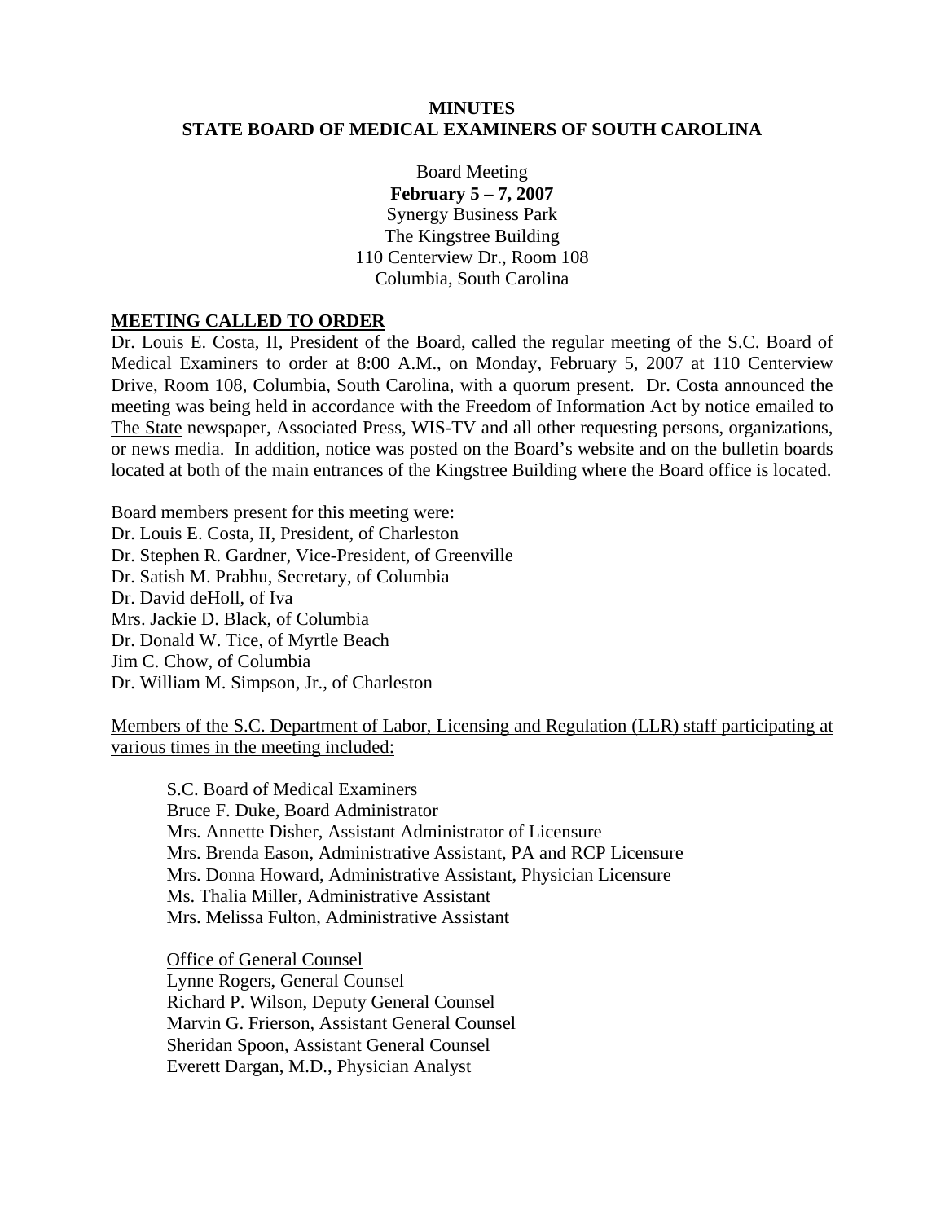# MINUTES
# STATE BOARD OF MEDICAL EXAMINERS OF SOUTH CAROLINA

Board Meeting
**February 5 – 7, 2007**
Synergy Business Park
The Kingstree Building
110 Centerview Dr., Room 108
Columbia, South Carolina

## MEETING CALLED TO ORDER

Dr. Louis E. Costa, II, President of the Board, called the regular meeting of the S.C. Board of Medical Examiners to order at 8:00 A.M., on Monday, February 5, 2007 at 110 Centerview Drive, Room 108, Columbia, South Carolina, with a quorum present. Dr. Costa announced the meeting was being held in accordance with the Freedom of Information Act by notice emailed to The State newspaper, Associated Press, WIS-TV and all other requesting persons, organizations, or news media. In addition, notice was posted on the Board's website and on the bulletin boards located at both of the main entrances of the Kingstree Building where the Board office is located.

Board members present for this meeting were:
Dr. Louis E. Costa, II, President, of Charleston
Dr. Stephen R. Gardner, Vice-President, of Greenville
Dr. Satish M. Prabhu, Secretary, of Columbia
Dr. David deHoll, of Iva
Mrs. Jackie D. Black, of Columbia
Dr. Donald W. Tice, of Myrtle Beach
Jim C. Chow, of Columbia
Dr. William M. Simpson, Jr., of Charleston

Members of the S.C. Department of Labor, Licensing and Regulation (LLR) staff participating at various times in the meeting included:

S.C. Board of Medical Examiners
Bruce F. Duke, Board Administrator
Mrs. Annette Disher, Assistant Administrator of Licensure
Mrs. Brenda Eason, Administrative Assistant, PA and RCP Licensure
Mrs. Donna Howard, Administrative Assistant, Physician Licensure
Ms. Thalia Miller, Administrative Assistant
Mrs. Melissa Fulton, Administrative Assistant

Office of General Counsel
Lynne Rogers, General Counsel
Richard P. Wilson, Deputy General Counsel
Marvin G. Frierson, Assistant General Counsel
Sheridan Spoon, Assistant General Counsel
Everett Dargan, M.D., Physician Analyst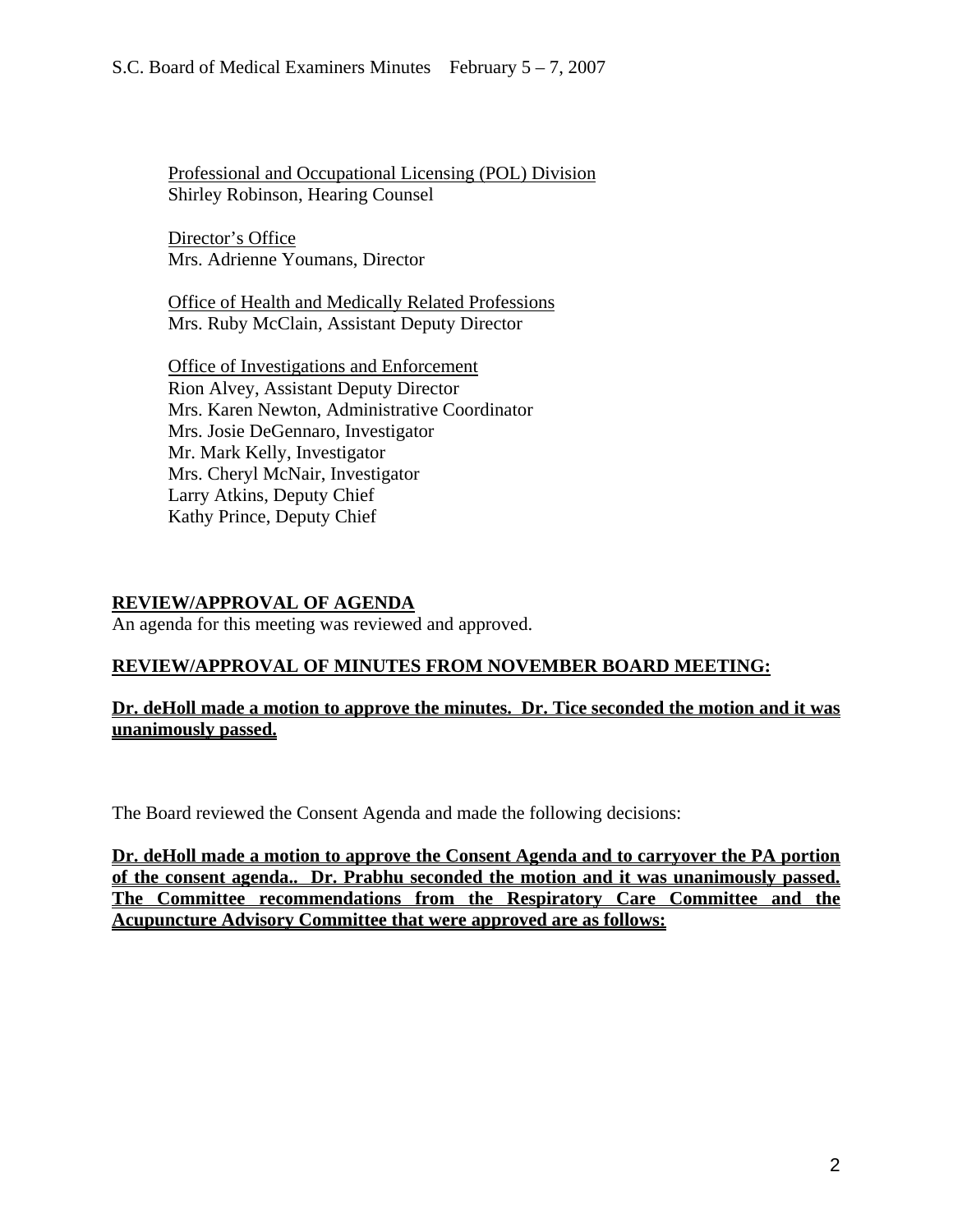Professional and Occupational Licensing (POL) Division
Shirley Robinson, Hearing Counsel

Director's Office
Mrs. Adrienne Youmans, Director

Office of Health and Medically Related Professions
Mrs. Ruby McClain, Assistant Deputy Director

Office of Investigations and Enforcement
Rion Alvey, Assistant Deputy Director
Mrs. Karen Newton, Administrative Coordinator
Mrs. Josie DeGennaro, Investigator
Mr. Mark Kelly, Investigator
Mrs. Cheryl McNair, Investigator
Larry Atkins, Deputy Chief
Kathy Prince, Deputy Chief

**REVIEW/APPROVAL OF AGENDA**

An agenda for this meeting was reviewed and approved.

**REVIEW/APPROVAL OF MINUTES FROM NOVEMBER BOARD MEETING:**

**Dr. deHoll made a motion to approve the minutes. Dr. Tice seconded the motion and it was unanimously passed.**

The Board reviewed the Consent Agenda and made the following decisions:

**Dr. deHoll made a motion to approve the Consent Agenda and to carryover the PA portion of the consent agenda.. Dr. Prabhu seconded the motion and it was unanimously passed. The Committee recommendations from the Respiratory Care Committee and the Acupuncture Advisory Committee that were approved are as follows:**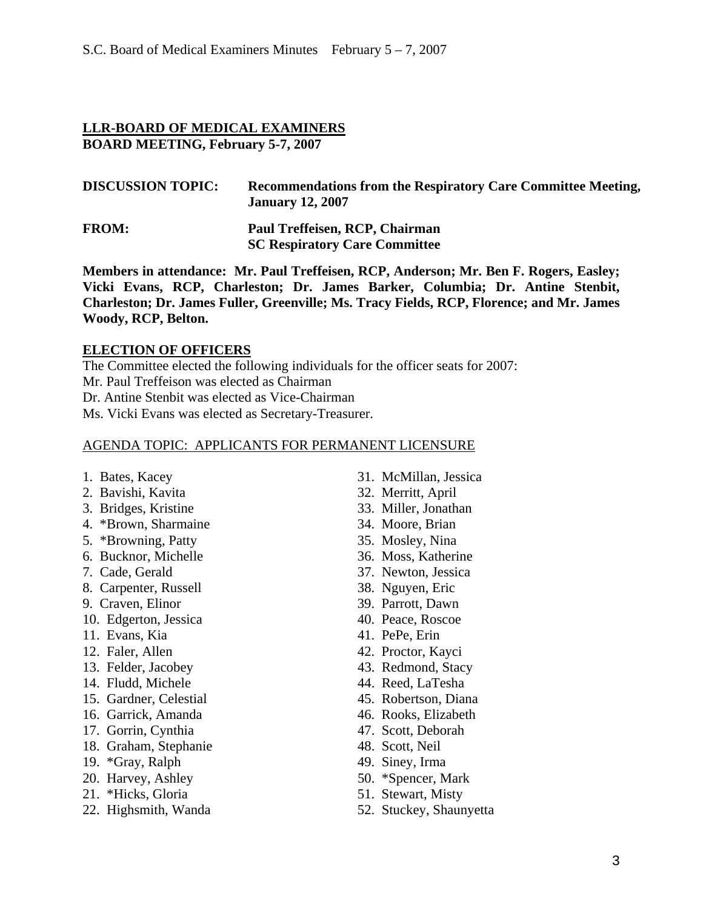**LLR-BOARD OF MEDICAL EXAMINERS**
**BOARD MEETING, February 5-7, 2007**

**DISCUSSION TOPIC:** **Recommendations from the Respiratory Care Committee Meeting, January 12, 2007**

**FROM:** **Paul Treffeisen, RCP, Chairman**
**SC Respiratory Care Committee**

**Members in attendance: Mr. Paul Treffeisen, RCP, Anderson; Mr. Ben F. Rogers, Easley; Vicki Evans, RCP, Charleston; Dr. James Barker, Columbia; Dr. Antine Stenbit, Charleston; Dr. James Fuller, Greenville; Ms. Tracy Fields, RCP, Florence; and Mr. James Woody, RCP, Belton.**

**ELECTION OF OFFICERS**

The Committee elected the following individuals for the officer seats for 2007:
Mr. Paul Treffeison was elected as Chairman
Dr. Antine Stenbit was elected as Vice-Chairman
Ms. Vicki Evans was elected as Secretary-Treasurer.

AGENDA TOPIC: APPLICANTS FOR PERMANENT LICENSURE

1. Bates, Kacey
2. Bavishi, Kavita
3. Bridges, Kristine
4. *Brown, Sharmaine
5. *Browning, Patty
6. Bucknor, Michelle
7. Cade, Gerald
8. Carpenter, Russell
9. Craven, Elinor
10. Edgerton, Jessica
11. Evans, Kia
12. Faler, Allen
13. Felder, Jacobey
14. Fludd, Michele
15. Gardner, Celestial
16. Garrick, Amanda
17. Gorrin, Cynthia
18. Graham, Stephanie
19. *Gray, Ralph
20. Harvey, Ashley
21. *Hicks, Gloria
22. Highsmith, Wanda
31. McMillan, Jessica
32. Merritt, April
33. Miller, Jonathan
34. Moore, Brian
35. Mosley, Nina
36. Moss, Katherine
37. Newton, Jessica
38. Nguyen, Eric
39. Parrott, Dawn
40. Peace, Roscoe
41. PePe, Erin
42. Proctor, Kayci
43. Redmond, Stacy
44. Reed, LaTesha
45. Robertson, Diana
46. Rooks, Elizabeth
47. Scott, Deborah
48. Scott, Neil
49. Siney, Irma
50. *Spencer, Mark
51. Stewart, Misty
52. Stuckey, Shaunyetta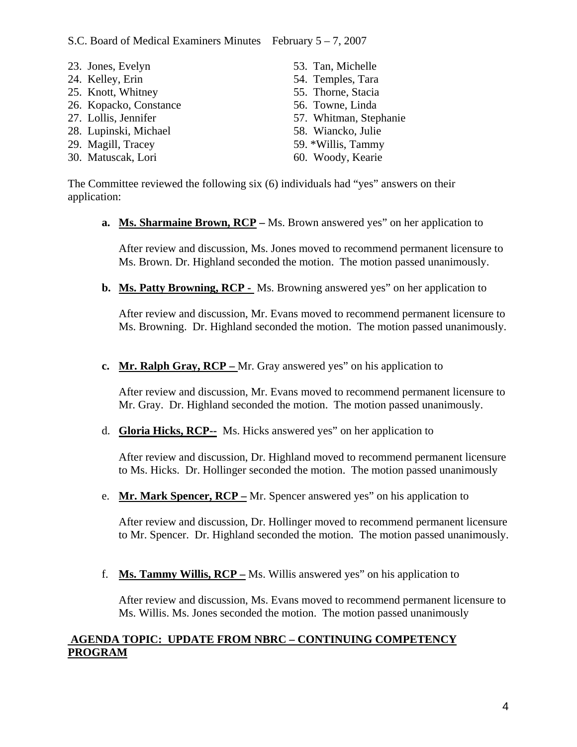23. Jones, Evelyn
24. Kelley, Erin
25. Knott, Whitney
26. Kopacko, Constance
27. Lollis, Jennifer
28. Lupinski, Michael
29. Magill, Tracey
30. Matuscak, Lori

53. Tan, Michelle
54. Temples, Tara
55. Thorne, Stacia
56. Towne, Linda
57. Whitman, Stephanie
58. Wiancko, Julie
59. *Willis, Tammy
60. Woody, Kearie

The Committee reviewed the following six (6) individuals had "yes" answers on their application:

**a. <u>Ms. Sharmaine Brown, RCP</u> –** Ms. Brown answered yes" on her application to

After review and discussion, Ms. Jones moved to recommend permanent licensure to Ms. Brown. Dr. Highland seconded the motion. The motion passed unanimously.

**b. <u>Ms. Patty Browning, RCP -</u>** Ms. Browning answered yes" on her application to

After review and discussion, Mr. Evans moved to recommend permanent licensure to Ms. Browning. Dr. Highland seconded the motion. The motion passed unanimously.

**c. <u>Mr. Ralph Gray, RCP –</u>** Mr. Gray answered yes" on his application to

After review and discussion, Mr. Evans moved to recommend permanent licensure to Mr. Gray. Dr. Highland seconded the motion. The motion passed unanimously.

d. **<u>Gloria Hicks, RCP--</u>** Ms. Hicks answered yes" on her application to

After review and discussion, Dr. Highland moved to recommend permanent licensure to Ms. Hicks. Dr. Hollinger seconded the motion. The motion passed unanimously

e. **<u>Mr. Mark Spencer, RCP –</u>** Mr. Spencer answered yes" on his application to

After review and discussion, Dr. Hollinger moved to recommend permanent licensure to Mr. Spencer. Dr. Highland seconded the motion. The motion passed unanimously.

f. **<u>Ms. Tammy Willis, RCP –</u>** Ms. Willis answered yes" on his application to

After review and discussion, Ms. Evans moved to recommend permanent licensure to Ms. Willis. Ms. Jones seconded the motion. The motion passed unanimously

**<u>AGENDA TOPIC: UPDATE FROM NBRC – CONTINUING COMPETENCY PROGRAM</u>**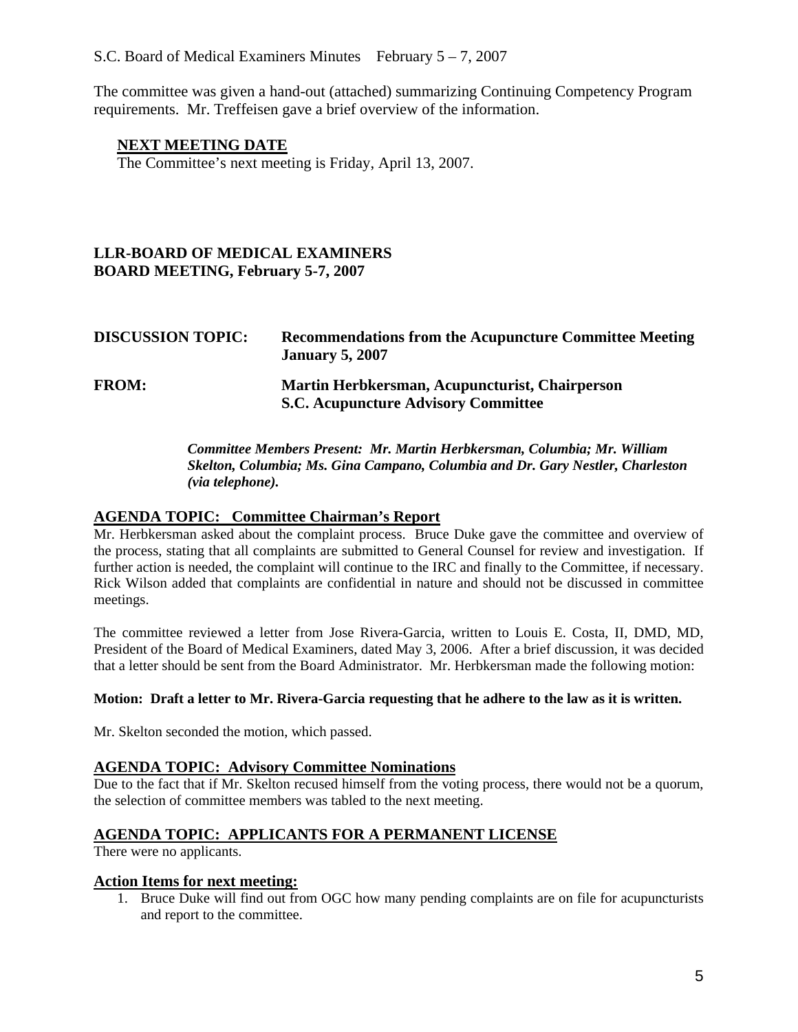The committee was given a hand-out (attached) summarizing Continuing Competency Program requirements. Mr. Treffeisen gave a brief overview of the information.

**NEXT MEETING DATE**

The Committee's next meeting is Friday, April 13, 2007.

**LLR-BOARD OF MEDICAL EXAMINERS**
**BOARD MEETING, February 5-7, 2007**

**DISCUSSION TOPIC:** **Recommendations from the Acupuncture Committee Meeting January 5, 2007**

**FROM:** **Martin Herbkersman, Acupuncturist, Chairperson S.C. Acupuncture Advisory Committee**

***Committee Members Present: Mr. Martin Herbkersman, Columbia; Mr. William Skelton, Columbia; Ms. Gina Campano, Columbia and Dr. Gary Nestler, Charleston (via telephone).***

## AGENDA TOPIC: Committee Chairman's Report

Mr. Herbkersman asked about the complaint process. Bruce Duke gave the committee and overview of the process, stating that all complaints are submitted to General Counsel for review and investigation. If further action is needed, the complaint will continue to the IRC and finally to the Committee, if necessary. Rick Wilson added that complaints are confidential in nature and should not be discussed in committee meetings.

The committee reviewed a letter from Jose Rivera-Garcia, written to Louis E. Costa, II, DMD, MD, President of the Board of Medical Examiners, dated May 3, 2006. After a brief discussion, it was decided that a letter should be sent from the Board Administrator. Mr. Herbkersman made the following motion:

**Motion: Draft a letter to Mr. Rivera-Garcia requesting that he adhere to the law as it is written.**

Mr. Skelton seconded the motion, which passed.

## AGENDA TOPIC: Advisory Committee Nominations

Due to the fact that if Mr. Skelton recused himself from the voting process, there would not be a quorum, the selection of committee members was tabled to the next meeting.

## AGENDA TOPIC: APPLICANTS FOR A PERMANENT LICENSE

There were no applicants.

### Action Items for next meeting:

1. Bruce Duke will find out from OGC how many pending complaints are on file for acupuncturists and report to the committee.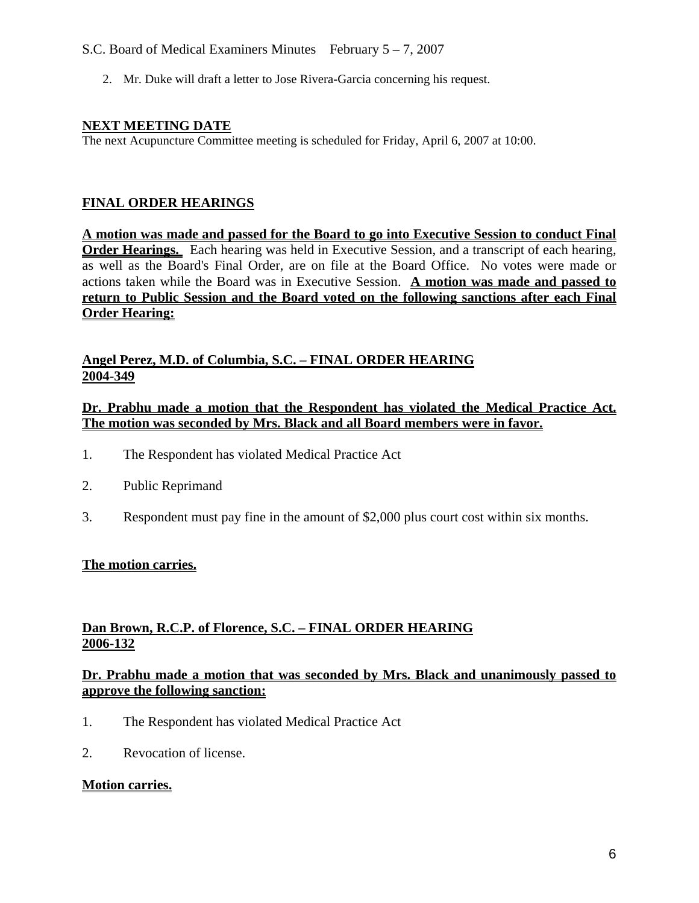2. Mr. Duke will draft a letter to Jose Rivera-Garcia concerning his request.

## NEXT MEETING DATE

The next Acupuncture Committee meeting is scheduled for Friday, April 6, 2007 at 10:00.

## FINAL ORDER HEARINGS

**A motion was made and passed for the Board to go into Executive Session to conduct Final Order Hearings.** Each hearing was held in Executive Session, and a transcript of each hearing, as well as the Board's Final Order, are on file at the Board Office. No votes were made or actions taken while the Board was in Executive Session. **A motion was made and passed to return to Public Session and the Board voted on the following sanctions after each Final Order Hearing:**

### Angel Perez, M.D. of Columbia, S.C. – FINAL ORDER HEARING 2004-349

**Dr. Prabhu made a motion that the Respondent has violated the Medical Practice Act. The motion was seconded by Mrs. Black and all Board members were in favor.**

1. The Respondent has violated Medical Practice Act
2. Public Reprimand
3. Respondent must pay fine in the amount of $2,000 plus court cost within six months.

**The motion carries.**

### Dan Brown, R.C.P. of Florence, S.C. – FINAL ORDER HEARING 2006-132

**Dr. Prabhu made a motion that was seconded by Mrs. Black and unanimously passed to approve the following sanction:**

1. The Respondent has violated Medical Practice Act
2. Revocation of license.

**Motion carries.**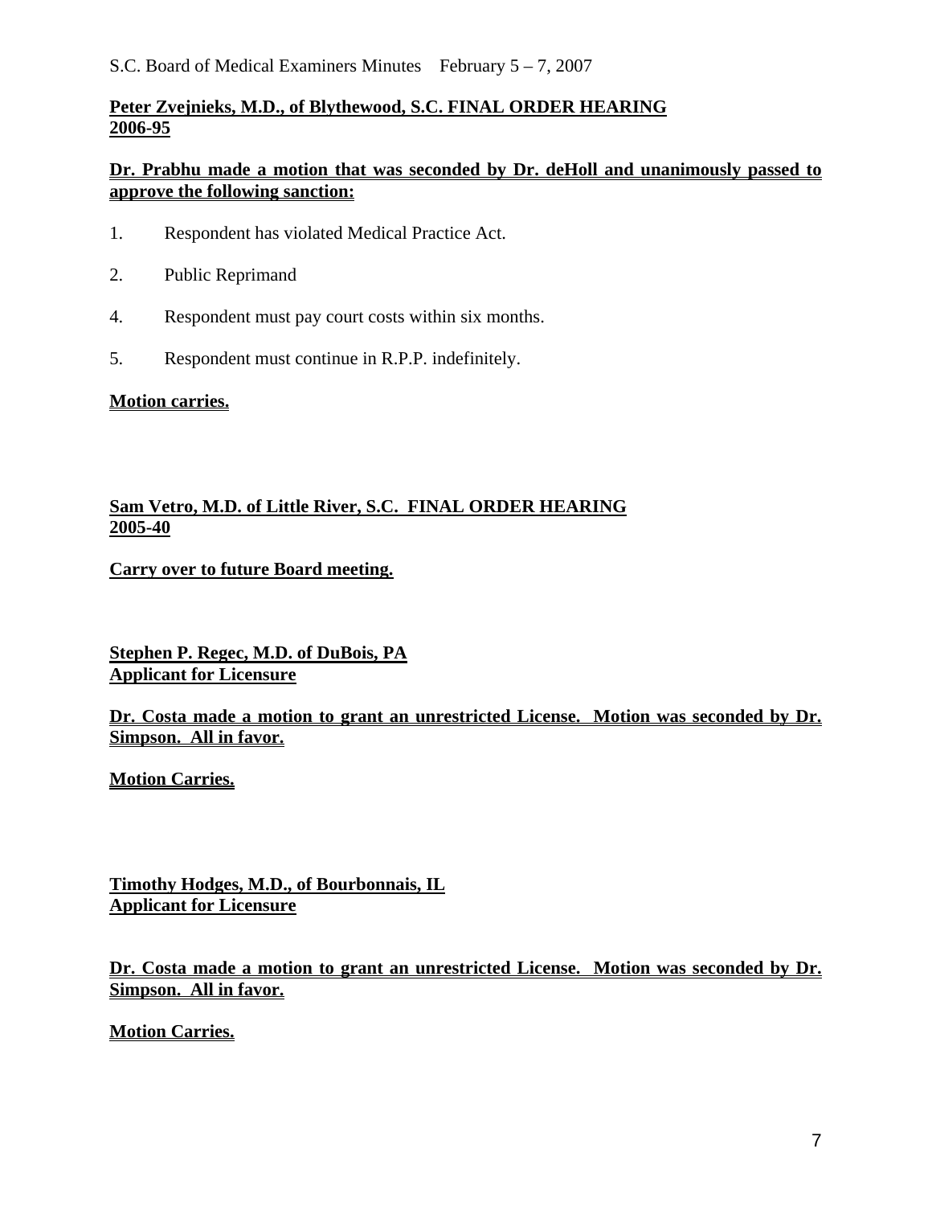**Peter Zvejnieks, M.D., of Blythewood, S.C. FINAL ORDER HEARING 2006-95**

**Dr. Prabhu made a motion that was seconded by Dr. deHoll and unanimously passed to approve the following sanction:**

1. Respondent has violated Medical Practice Act.

2. Public Reprimand

4. Respondent must pay court costs within six months.

5. Respondent must continue in R.P.P. indefinitely.

**Motion carries.**

**Sam Vetro, M.D. of Little River, S.C. FINAL ORDER HEARING 2005-40**

**Carry over to future Board meeting.**

**Stephen P. Regec, M.D. of DuBois, PA Applicant for Licensure**

**Dr. Costa made a motion to grant an unrestricted License. Motion was seconded by Dr. Simpson. All in favor.**

**Motion Carries.**

**Timothy Hodges, M.D., of Bourbonnais, IL Applicant for Licensure**

**Dr. Costa made a motion to grant an unrestricted License. Motion was seconded by Dr. Simpson. All in favor.**

**Motion Carries.**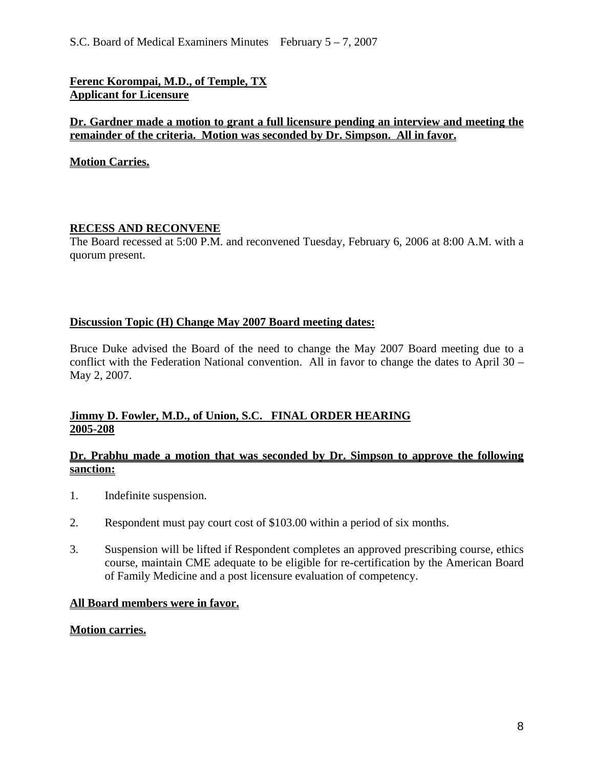**Ferenc Korompai, M.D., of Temple, TX**
**Applicant for Licensure**

**Dr. Gardner made a motion to grant a full licensure pending an interview and meeting the remainder of the criteria. Motion was seconded by Dr. Simpson. All in favor.**

**Motion Carries.**

**RECESS AND RECONVENE**

The Board recessed at 5:00 P.M. and reconvened Tuesday, February 6, 2006 at 8:00 A.M. with a quorum present.

**Discussion Topic (H) Change May 2007 Board meeting dates:**

Bruce Duke advised the Board of the need to change the May 2007 Board meeting due to a conflict with the Federation National convention. All in favor to change the dates to April 30 – May 2, 2007.

**Jimmy D. Fowler, M.D., of Union, S.C. FINAL ORDER HEARING**
**2005-208**

**Dr. Prabhu made a motion that was seconded by Dr. Simpson to approve the following sanction:**

1. Indefinite suspension.

2. Respondent must pay court cost of $103.00 within a period of six months.

3. Suspension will be lifted if Respondent completes an approved prescribing course, ethics course, maintain CME adequate to be eligible for re-certification by the American Board of Family Medicine and a post licensure evaluation of competency.

**All Board members were in favor.**

**Motion carries.**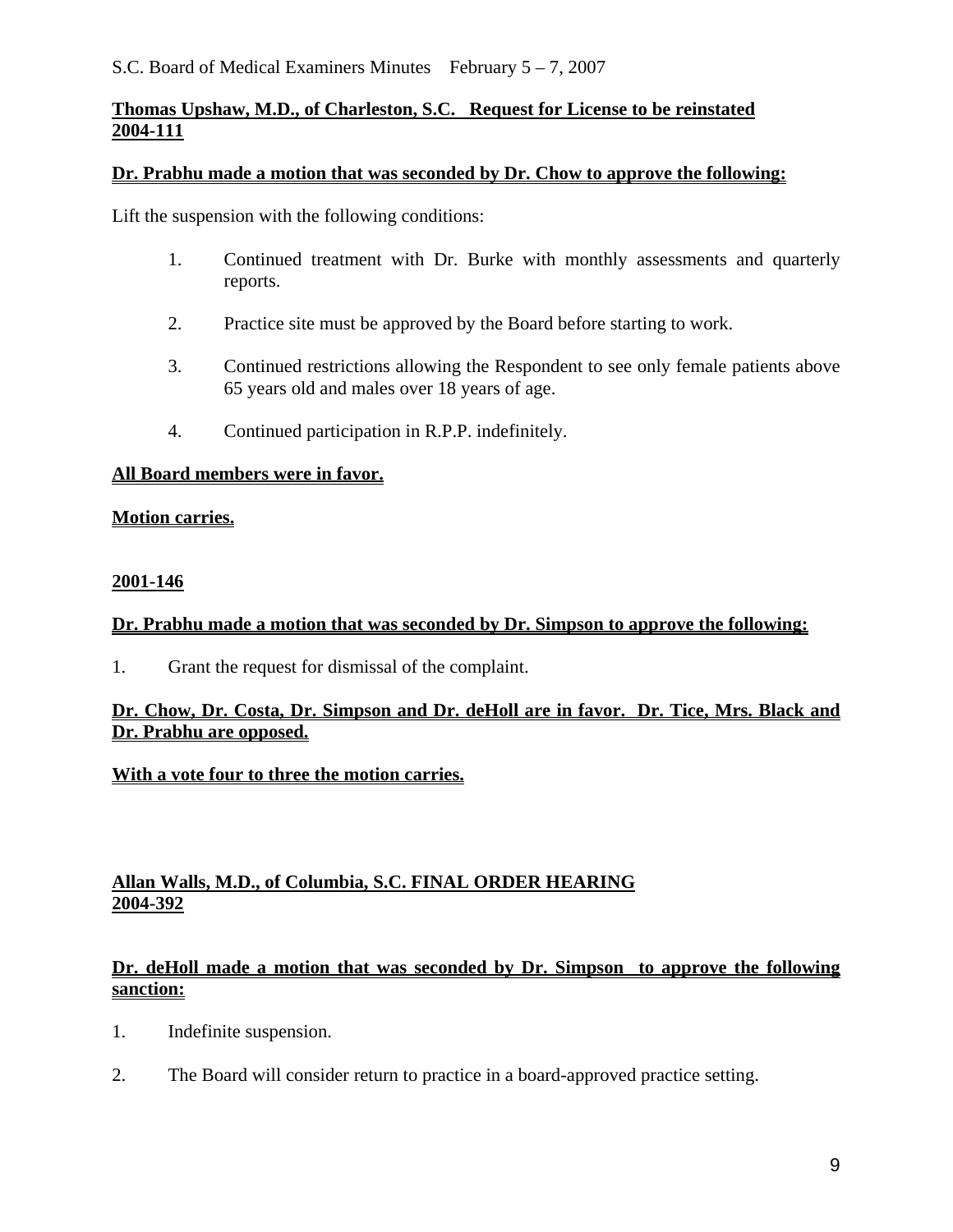**Thomas Upshaw, M.D., of Charleston, S.C. Request for License to be reinstated 2004-111**

**Dr. Prabhu made a motion that was seconded by Dr. Chow to approve the following:**

Lift the suspension with the following conditions:

1. Continued treatment with Dr. Burke with monthly assessments and quarterly reports.

2. Practice site must be approved by the Board before starting to work.

3. Continued restrictions allowing the Respondent to see only female patients above 65 years old and males over 18 years of age.

4. Continued participation in R.P.P. indefinitely.

**All Board members were in favor.**

**Motion carries.**

**2001-146**

**Dr. Prabhu made a motion that was seconded by Dr. Simpson to approve the following:**

1. Grant the request for dismissal of the complaint.

**Dr. Chow, Dr. Costa, Dr. Simpson and Dr. deHoll are in favor. Dr. Tice, Mrs. Black and Dr. Prabhu are opposed.**

**With a vote four to three the motion carries.**

**Allan Walls, M.D., of Columbia, S.C. FINAL ORDER HEARING 2004-392**

**Dr. deHoll made a motion that was seconded by Dr. Simpson to approve the following sanction:**

1. Indefinite suspension.

2. The Board will consider return to practice in a board-approved practice setting.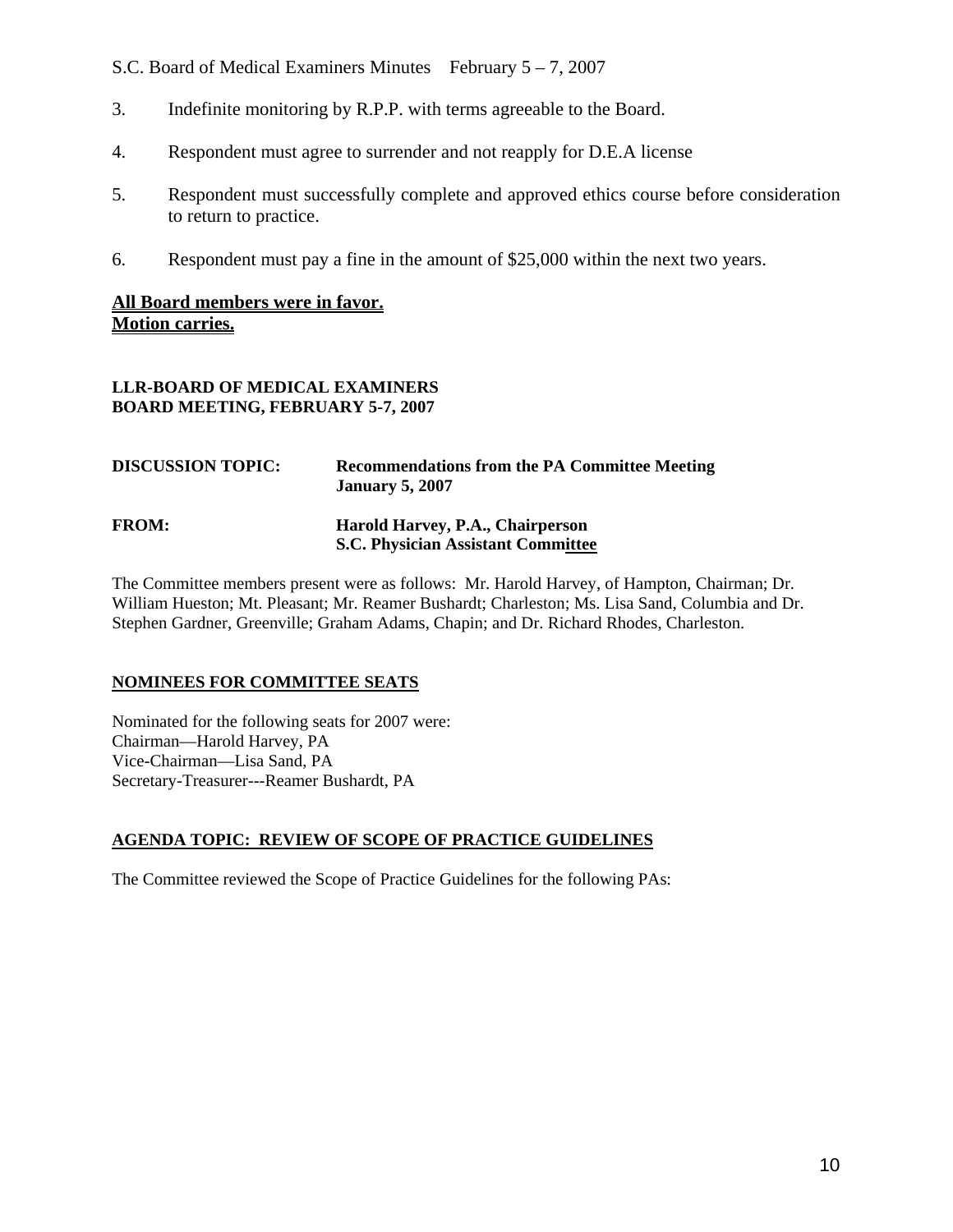3. Indefinite monitoring by R.P.P. with terms agreeable to the Board.

4. Respondent must agree to surrender and not reapply for D.E.A license

5. Respondent must successfully complete and approved ethics course before consideration to return to practice.

6. Respondent must pay a fine in the amount of $25,000 within the next two years.

**All Board members were in favor.**
**Motion carries.**

**LLR-BOARD OF MEDICAL EXAMINERS**
**BOARD MEETING, FEBRUARY 5-7, 2007**

**DISCUSSION TOPIC:** **Recommendations from the PA Committee Meeting January 5, 2007**

**FROM:** **Harold Harvey, P.A., Chairperson**
**S.C. Physician Assistant Committee**

The Committee members present were as follows: Mr. Harold Harvey, of Hampton, Chairman; Dr. William Hueston; Mt. Pleasant; Mr. Reamer Bushardt; Charleston; Ms. Lisa Sand, Columbia and Dr. Stephen Gardner, Greenville; Graham Adams, Chapin; and Dr. Richard Rhodes, Charleston.

**NOMINEES FOR COMMITTEE SEATS**

Nominated for the following seats for 2007 were:
Chairman—Harold Harvey, PA
Vice-Chairman—Lisa Sand, PA
Secretary-Treasurer---Reamer Bushardt, PA

**AGENDA TOPIC: REVIEW OF SCOPE OF PRACTICE GUIDELINES**

The Committee reviewed the Scope of Practice Guidelines for the following PAs: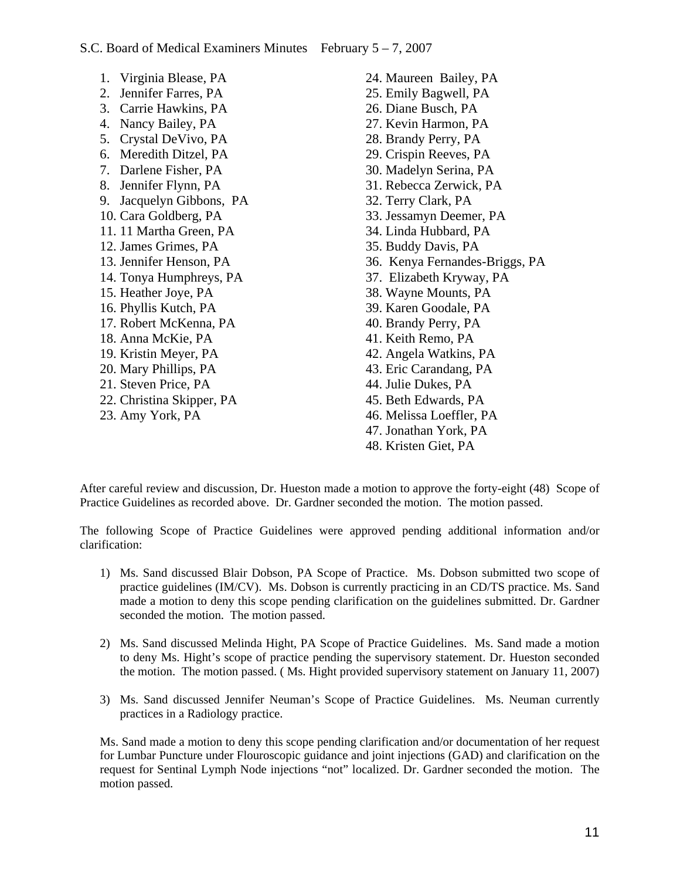1. Virginia Blease, PA
2. Jennifer Farres, PA
3. Carrie Hawkins, PA
4. Nancy Bailey, PA
5. Crystal DeVivo, PA
6. Meredith Ditzel, PA
7. Darlene Fisher, PA
8. Jennifer Flynn, PA
9. Jacquelyn Gibbons, PA
10. Cara Goldberg, PA
11. 11 Martha Green, PA
12. James Grimes, PA
13. Jennifer Henson, PA
14. Tonya Humphreys, PA
15. Heather Joye, PA
16. Phyllis Kutch, PA
17. Robert McKenna, PA
18. Anna McKie, PA
19. Kristin Meyer, PA
20. Mary Phillips, PA
21. Steven Price, PA
22. Christina Skipper, PA
23. Amy York, PA
24. Maureen Bailey, PA
25. Emily Bagwell, PA
26. Diane Busch, PA
27. Kevin Harmon, PA
28. Brandy Perry, PA
29. Crispin Reeves, PA
30. Madelyn Serina, PA
31. Rebecca Zerwick, PA
32. Terry Clark, PA
33. Jessamyn Deemer, PA
34. Linda Hubbard, PA
35. Buddy Davis, PA
36. Kenya Fernandes-Briggs, PA
37. Elizabeth Kryway, PA
38. Wayne Mounts, PA
39. Karen Goodale, PA
40. Brandy Perry, PA
41. Keith Remo, PA
42. Angela Watkins, PA
43. Eric Carandang, PA
44. Julie Dukes, PA
45. Beth Edwards, PA
46. Melissa Loeffler, PA
47. Jonathan York, PA
48. Kristen Giet, PA

After careful review and discussion, Dr. Hueston made a motion to approve the forty-eight (48) Scope of Practice Guidelines as recorded above. Dr. Gardner seconded the motion. The motion passed.

The following Scope of Practice Guidelines were approved pending additional information and/or clarification:

1) Ms. Sand discussed Blair Dobson, PA Scope of Practice. Ms. Dobson submitted two scope of practice guidelines (IM/CV). Ms. Dobson is currently practicing in an CD/TS practice. Ms. Sand made a motion to deny this scope pending clarification on the guidelines submitted. Dr. Gardner seconded the motion. The motion passed.

2) Ms. Sand discussed Melinda Hight, PA Scope of Practice Guidelines. Ms. Sand made a motion to deny Ms. Hight's scope of practice pending the supervisory statement. Dr. Hueston seconded the motion. The motion passed. ( Ms. Hight provided supervisory statement on January 11, 2007)

3) Ms. Sand discussed Jennifer Neuman's Scope of Practice Guidelines. Ms. Neuman currently practices in a Radiology practice.

   Ms. Sand made a motion to deny this scope pending clarification and/or documentation of her request for Lumbar Puncture under Flouroscopic guidance and joint injections (GAD) and clarification on the request for Sentinal Lymph Node injections "not" localized. Dr. Gardner seconded the motion. The motion passed.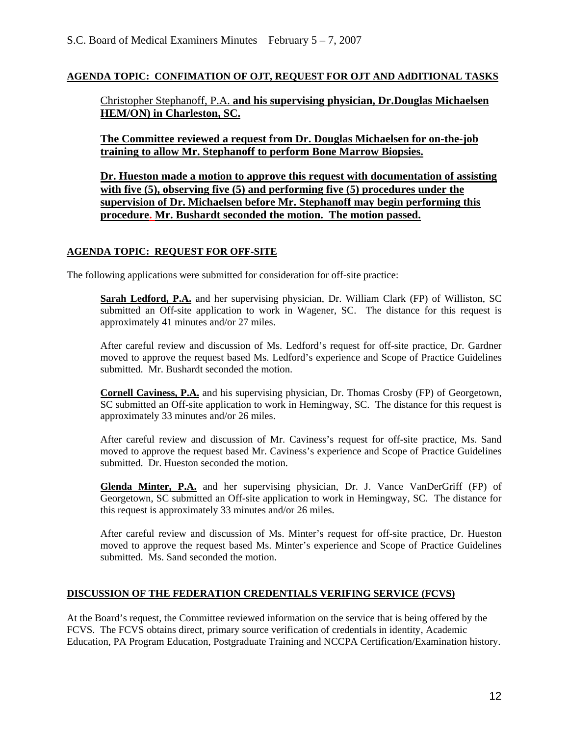## AGENDA TOPIC: CONFIMATION OF OJT, REQUEST FOR OJT AND AdDITIONAL TASKS

Christopher Stephanoff, P.A. **and his supervising physician, Dr.Douglas Michaelsen HEM/ON) in Charleston, SC.**

**The Committee reviewed a request from Dr. Douglas Michaelsen for on-the-job training to allow Mr. Stephanoff to perform Bone Marrow Biopsies.**

**Dr. Hueston made a motion to approve this request with documentation of assisting with five (5), observing five (5) and performing five (5) procedures under the supervision of Dr. Michaelsen before Mr. Stephanoff may begin performing this procedure. Mr. Bushardt seconded the motion. The motion passed.**

## AGENDA TOPIC: REQUEST FOR OFF-SITE

The following applications were submitted for consideration for off-site practice:

**Sarah Ledford, P.A.** and her supervising physician, Dr. William Clark (FP) of Williston, SC submitted an Off-site application to work in Wagener, SC. The distance for this request is approximately 41 minutes and/or 27 miles.

After careful review and discussion of Ms. Ledford's request for off-site practice, Dr. Gardner moved to approve the request based Ms. Ledford's experience and Scope of Practice Guidelines submitted. Mr. Bushardt seconded the motion.

**Cornell Caviness, P.A.** and his supervising physician, Dr. Thomas Crosby (FP) of Georgetown, SC submitted an Off-site application to work in Hemingway, SC. The distance for this request is approximately 33 minutes and/or 26 miles.

After careful review and discussion of Mr. Caviness's request for off-site practice, Ms. Sand moved to approve the request based Mr. Caviness's experience and Scope of Practice Guidelines submitted. Dr. Hueston seconded the motion.

**Glenda Minter, P.A.** and her supervising physician, Dr. J. Vance VanDerGriff (FP) of Georgetown, SC submitted an Off-site application to work in Hemingway, SC. The distance for this request is approximately 33 minutes and/or 26 miles.

After careful review and discussion of Ms. Minter's request for off-site practice, Dr. Hueston moved to approve the request based Ms. Minter's experience and Scope of Practice Guidelines submitted. Ms. Sand seconded the motion.

## DISCUSSION OF THE FEDERATION CREDENTIALS VERIFING SERVICE (FCVS)

At the Board's request, the Committee reviewed information on the service that is being offered by the FCVS. The FCVS obtains direct, primary source verification of credentials in identity, Academic Education, PA Program Education, Postgraduate Training and NCCPA Certification/Examination history.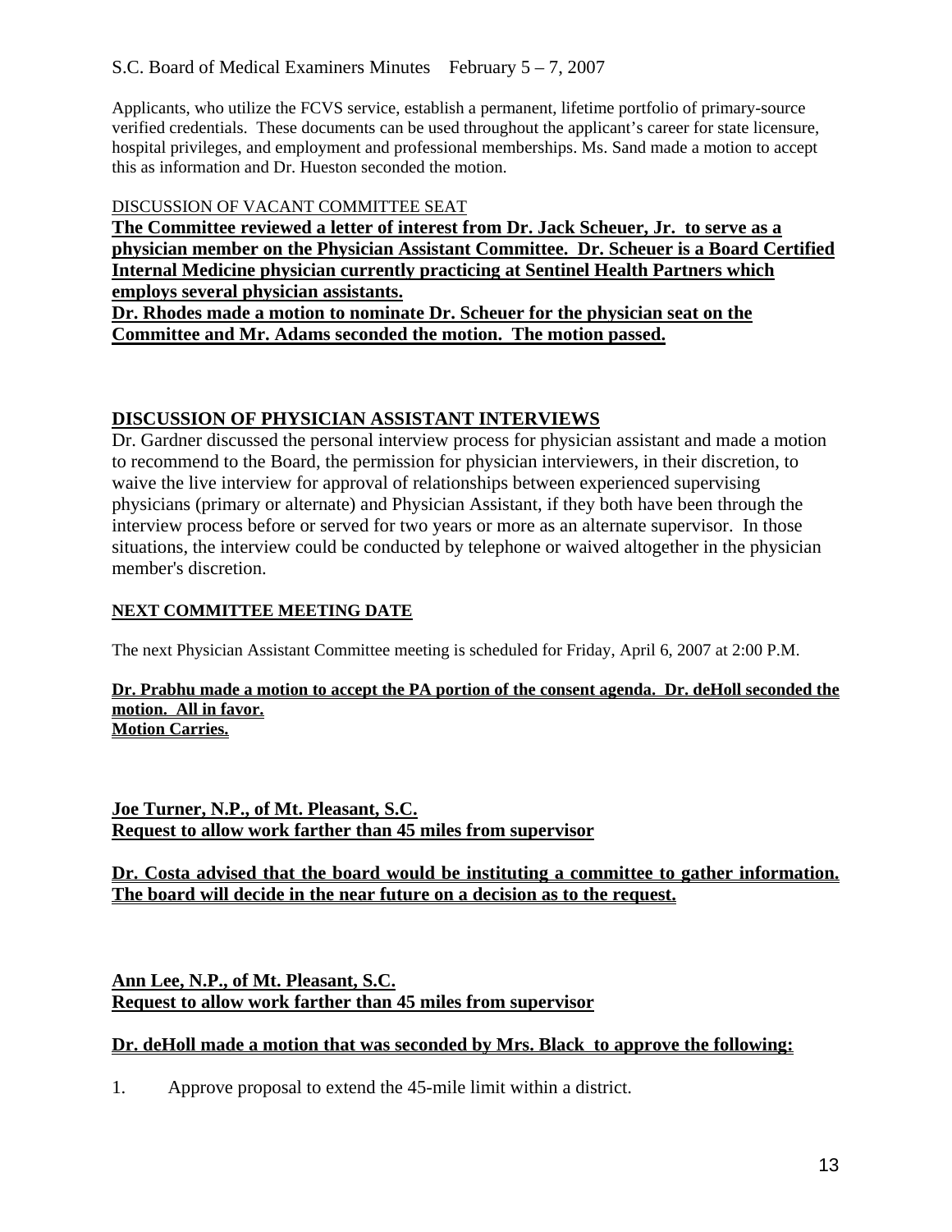Applicants, who utilize the FCVS service, establish a permanent, lifetime portfolio of primary-source verified credentials. These documents can be used throughout the applicant's career for state licensure, hospital privileges, and employment and professional memberships. Ms. Sand made a motion to accept this as information and Dr. Hueston seconded the motion.

DISCUSSION OF VACANT COMMITTEE SEAT

**The Committee reviewed a letter of interest from Dr. Jack Scheuer, Jr. to serve as a physician member on the Physician Assistant Committee. Dr. Scheuer is a Board Certified Internal Medicine physician currently practicing at Sentinel Health Partners which employs several physician assistants.**

**Dr. Rhodes made a motion to nominate Dr. Scheuer for the physician seat on the Committee and Mr. Adams seconded the motion. The motion passed.**

**DISCUSSION OF PHYSICIAN ASSISTANT INTERVIEWS**

Dr. Gardner discussed the personal interview process for physician assistant and made a motion to recommend to the Board, the permission for physician interviewers, in their discretion, to waive the live interview for approval of relationships between experienced supervising physicians (primary or alternate) and Physician Assistant, if they both have been through the interview process before or served for two years or more as an alternate supervisor. In those situations, the interview could be conducted by telephone or waived altogether in the physician member's discretion.

**NEXT COMMITTEE MEETING DATE**

The next Physician Assistant Committee meeting is scheduled for Friday, April 6, 2007 at 2:00 P.M.

**Dr. Prabhu made a motion to accept the PA portion of the consent agenda. Dr. deHoll seconded the motion. All in favor.**
**Motion Carries.**

**Joe Turner, N.P., of Mt. Pleasant, S.C.**
**Request to allow work farther than 45 miles from supervisor**

**Dr. Costa advised that the board would be instituting a committee to gather information. The board will decide in the near future on a decision as to the request.**

**Ann Lee, N.P., of Mt. Pleasant, S.C.**
**Request to allow work farther than 45 miles from supervisor**

**Dr. deHoll made a motion that was seconded by Mrs. Black to approve the following:**

1. Approve proposal to extend the 45-mile limit within a district.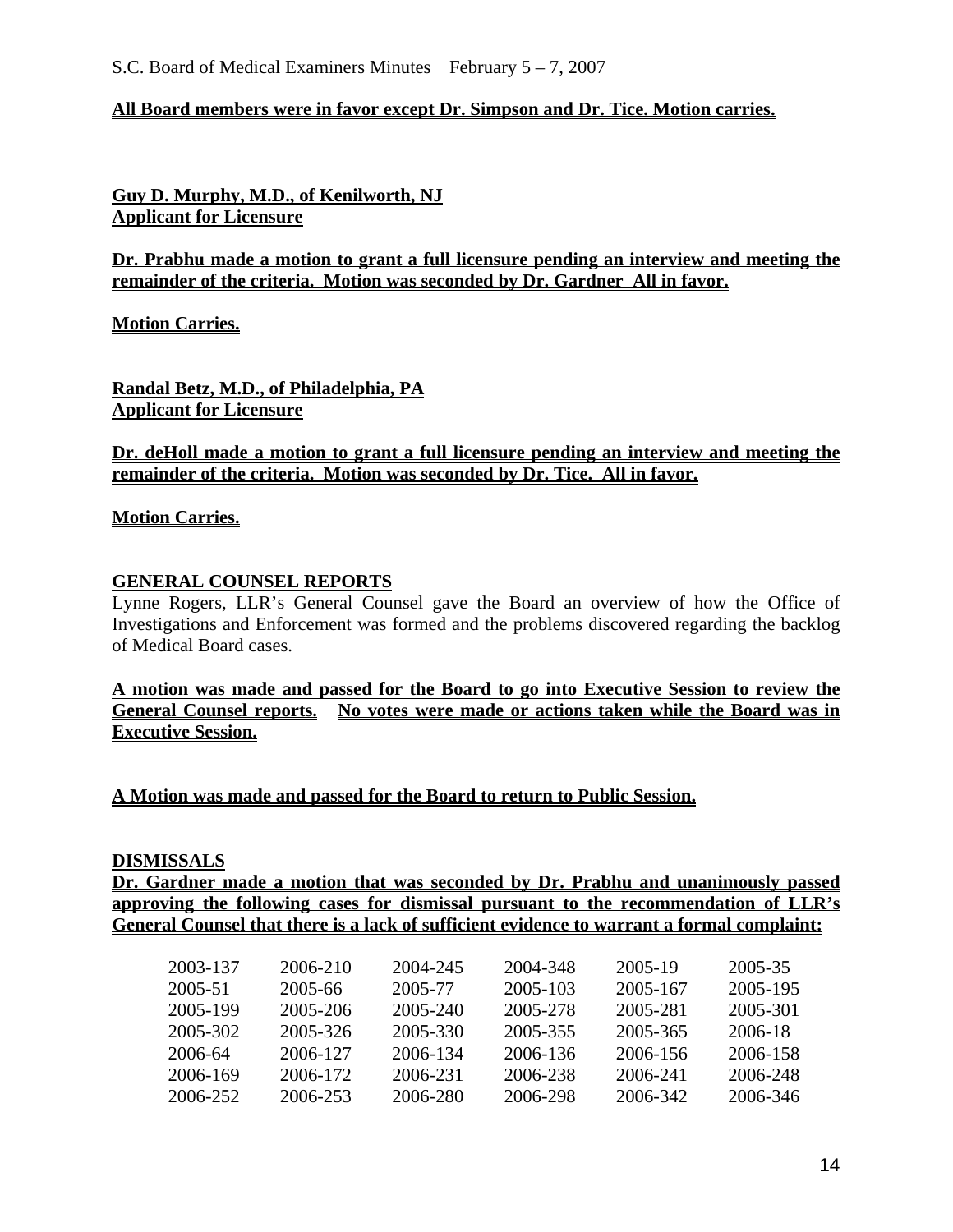**All Board members were in favor except Dr. Simpson and Dr. Tice. Motion carries.**

**Guy D. Murphy, M.D., of Kenilworth, NJ**
**Applicant for Licensure**

**Dr. Prabhu made a motion to grant a full licensure pending an interview and meeting the remainder of the criteria. Motion was seconded by Dr. Gardner All in favor.**

**Motion Carries.**

**Randal Betz, M.D., of Philadelphia, PA**
**Applicant for Licensure**

**Dr. deHoll made a motion to grant a full licensure pending an interview and meeting the remainder of the criteria. Motion was seconded by Dr. Tice. All in favor.**

**Motion Carries.**

**GENERAL COUNSEL REPORTS**

Lynne Rogers, LLR's General Counsel gave the Board an overview of how the Office of Investigations and Enforcement was formed and the problems discovered regarding the backlog of Medical Board cases.

**A motion was made and passed for the Board to go into Executive Session to review the General Counsel reports. No votes were made or actions taken while the Board was in Executive Session.**

**A Motion was made and passed for the Board to return to Public Session.**

**DISMISSALS**

**Dr. Gardner made a motion that was seconded by Dr. Prabhu and unanimously passed approving the following cases for dismissal pursuant to the recommendation of LLR's General Counsel that there is a lack of sufficient evidence to warrant a formal complaint:**

| | | | | | |
|---|---|---|---|---|---|
| 2003-137 | 2006-210 | 2004-245 | 2004-348 | 2005-19 | 2005-35 |
| 2005-51 | 2005-66 | 2005-77 | 2005-103 | 2005-167 | 2005-195 |
| 2005-199 | 2005-206 | 2005-240 | 2005-278 | 2005-281 | 2005-301 |
| 2005-302 | 2005-326 | 2005-330 | 2005-355 | 2005-365 | 2006-18 |
| 2006-64 | 2006-127 | 2006-134 | 2006-136 | 2006-156 | 2006-158 |
| 2006-169 | 2006-172 | 2006-231 | 2006-238 | 2006-241 | 2006-248 |
| 2006-252 | 2006-253 | 2006-280 | 2006-298 | 2006-342 | 2006-346 |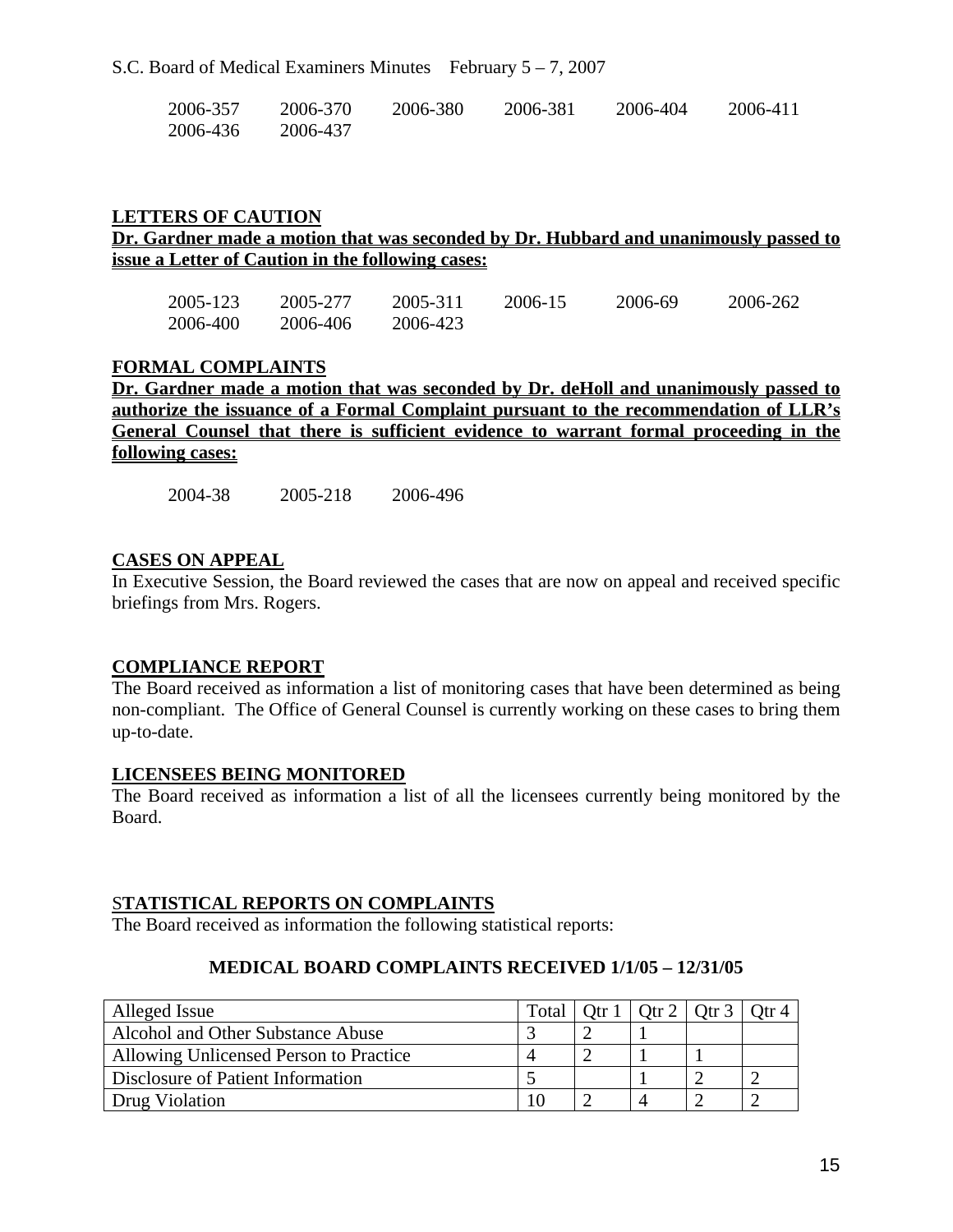2006-357 2006-370 2006-380 2006-381 2006-404 2006-411
2006-436 2006-437

## LETTERS OF CAUTION

**Dr. Gardner made a motion that was seconded by Dr. Hubbard and unanimously passed to issue a Letter of Caution in the following cases:**

2005-123 2005-277 2005-311 2006-15 2006-69 2006-262
2006-400 2006-406 2006-423

## FORMAL COMPLAINTS

**Dr. Gardner made a motion that was seconded by Dr. deHoll and unanimously passed to authorize the issuance of a Formal Complaint pursuant to the recommendation of LLR's General Counsel that there is sufficient evidence to warrant formal proceeding in the following cases:**

2004-38 2005-218 2006-496

## CASES ON APPEAL

In Executive Session, the Board reviewed the cases that are now on appeal and received specific briefings from Mrs. Rogers.

## COMPLIANCE REPORT

The Board received as information a list of monitoring cases that have been determined as being non-compliant. The Office of General Counsel is currently working on these cases to bring them up-to-date.

## LICENSEES BEING MONITORED

The Board received as information a list of all the licensees currently being monitored by the Board.

## STATISTICAL REPORTS ON COMPLAINTS

The Board received as information the following statistical reports:

**MEDICAL BOARD COMPLAINTS RECEIVED 1/1/05 – 12/31/05**

| Alleged Issue | Total | Qtr 1 | Qtr 2 | Qtr 3 | Qtr 4 |
|---|---|---|---|---|---|
| Alcohol and Other Substance Abuse | 3 | 2 | 1 | | |
| Allowing Unlicensed Person to Practice | 4 | 2 | 1 | 1 | |
| Disclosure of Patient Information | 5 | | 1 | 2 | 2 |
| Drug Violation | 10 | 2 | 4 | 2 | 2 |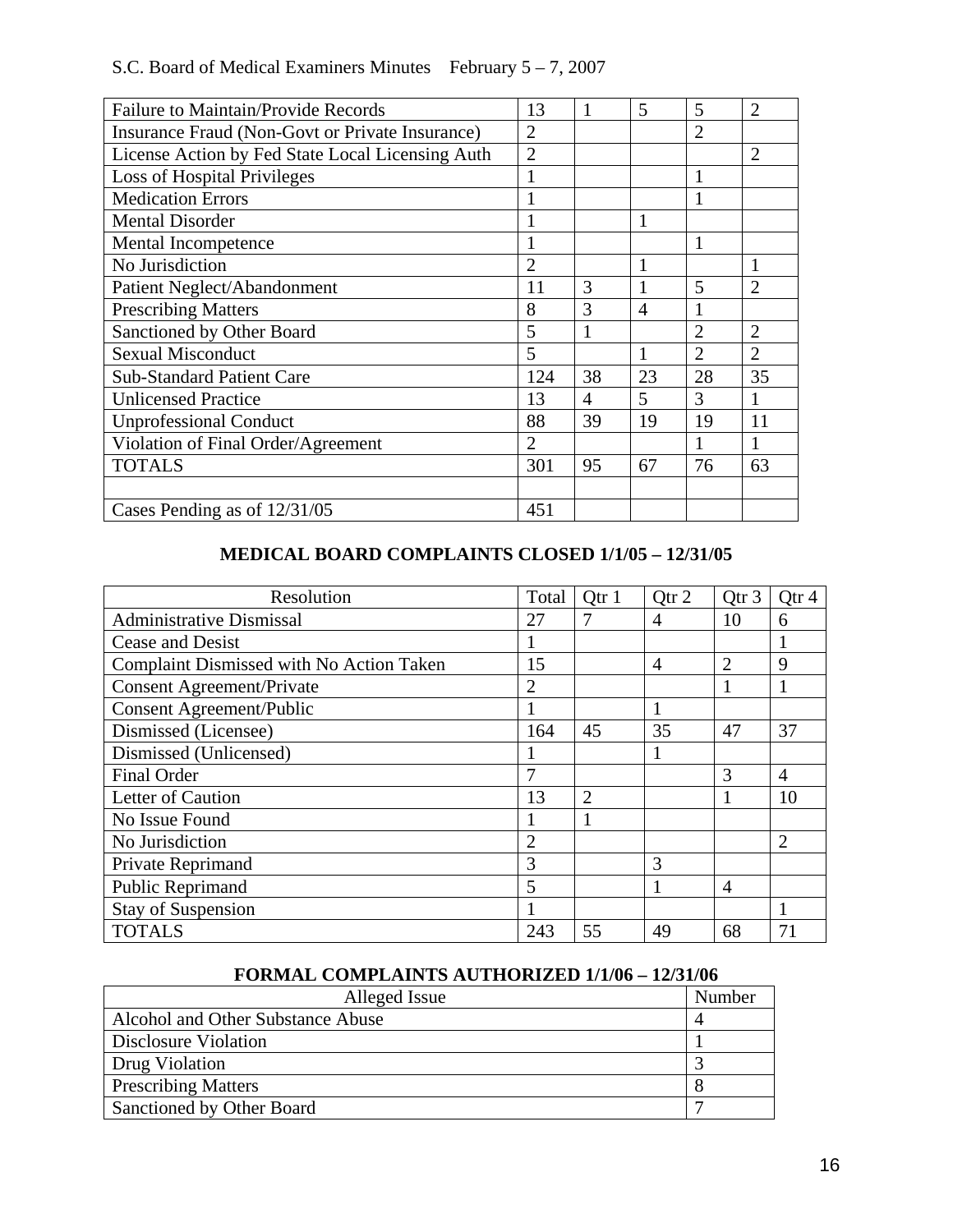| | | | | | |
|---|---|---|---|---|---|
| Failure to Maintain/Provide Records | 13 | 1 | 5 | 5 | 2 |
| Insurance Fraud (Non-Govt or Private Insurance) | 2 | | | 2 | |
| License Action by Fed State Local Licensing Auth | 2 | | | | 2 |
| Loss of Hospital Privileges | 1 | | | 1 | |
| Medication Errors | 1 | | | 1 | |
| Mental Disorder | 1 | | 1 | | |
| Mental Incompetence | 1 | | | 1 | |
| No Jurisdiction | 2 | | 1 | | 1 |
| Patient Neglect/Abandonment | 11 | 3 | 1 | 5 | 2 |
| Prescribing Matters | 8 | 3 | 4 | 1 | |
| Sanctioned by Other Board | 5 | 1 | | 2 | 2 |
| Sexual Misconduct | 5 | | 1 | 2 | 2 |
| Sub-Standard Patient Care | 124 | 38 | 23 | 28 | 35 |
| Unlicensed Practice | 13 | 4 | 5 | 3 | 1 |
| Unprofessional Conduct | 88 | 39 | 19 | 19 | 11 |
| Violation of Final Order/Agreement | 2 | | | 1 | 1 |
| TOTALS | 301 | 95 | 67 | 76 | 63 |
| | | | | | |
| Cases Pending as of 12/31/05 | 451 | | | | |

**MEDICAL BOARD COMPLAINTS CLOSED 1/1/05 – 12/31/05**

| Resolution | Total | Qtr 1 | Qtr 2 | Qtr 3 | Qtr 4 |
|---|---|---|---|---|---|
| Administrative Dismissal | 27 | 7 | 4 | 10 | 6 |
| Cease and Desist | 1 | | | | 1 |
| Complaint Dismissed with No Action Taken | 15 | | 4 | 2 | 9 |
| Consent Agreement/Private | 2 | | | 1 | 1 |
| Consent Agreement/Public | 1 | | 1 | | |
| Dismissed (Licensee) | 164 | 45 | 35 | 47 | 37 |
| Dismissed (Unlicensed) | 1 | | 1 | | |
| Final Order | 7 | | | 3 | 4 |
| Letter of Caution | 13 | 2 | | 1 | 10 |
| No Issue Found | 1 | 1 | | | |
| No Jurisdiction | 2 | | | | 2 |
| Private Reprimand | 3 | | 3 | | |
| Public Reprimand | 5 | | 1 | 4 | |
| Stay of Suspension | 1 | | | | 1 |
| TOTALS | 243 | 55 | 49 | 68 | 71 |

**FORMAL COMPLAINTS AUTHORIZED 1/1/06 – 12/31/06**

| Alleged Issue | Number |
|---|---|
| Alcohol and Other Substance Abuse | 4 |
| Disclosure Violation | 1 |
| Drug Violation | 3 |
| Prescribing Matters | 8 |
| Sanctioned by Other Board | 7 |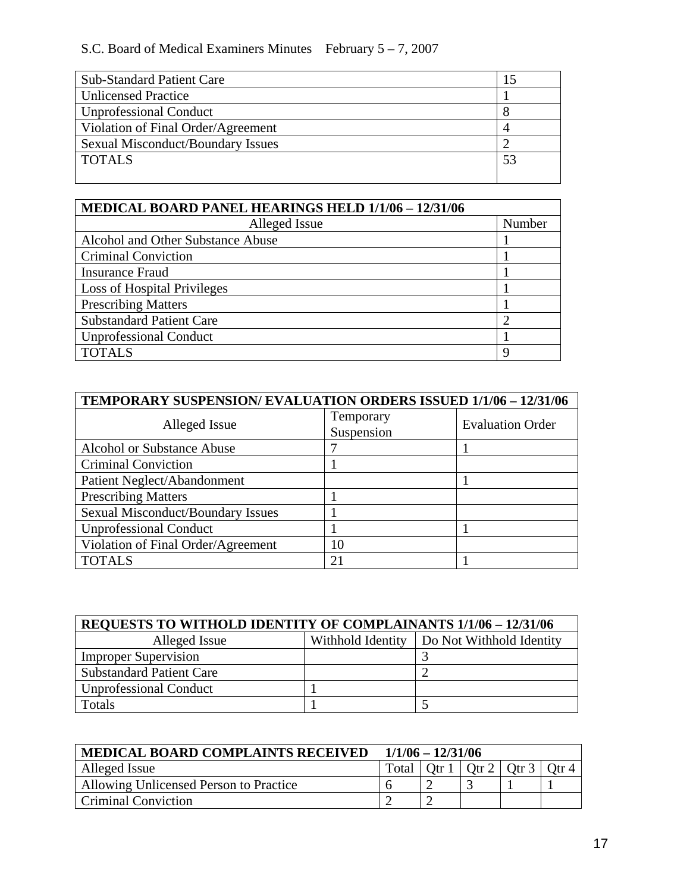| Sub-Standard Patient Care | 15 |
|---|---|
| Unlicensed Practice | 1 |
| Unprofessional Conduct | 8 |
| Violation of Final Order/Agreement | 4 |
| Sexual Misconduct/Boundary Issues | 2 |
| TOTALS | 53 |

| MEDICAL BOARD PANEL HEARINGS HELD 1/1/06 – 12/31/06 | |
|---|---|
| Alleged Issue | Number |
| Alcohol and Other Substance Abuse | 1 |
| Criminal Conviction | 1 |
| Insurance Fraud | 1 |
| Loss of Hospital Privileges | 1 |
| Prescribing Matters | 1 |
| Substandard Patient Care | 2 |
| Unprofessional Conduct | 1 |
| TOTALS | 9 |

| TEMPORARY SUSPENSION/ EVALUATION ORDERS ISSUED 1/1/06 – 12/31/06 | | |
|---|---|---|
| Alleged Issue | Temporary Suspension | Evaluation Order |
| Alcohol or Substance Abuse | 7 | 1 |
| Criminal Conviction | 1 | |
| Patient Neglect/Abandonment | | 1 |
| Prescribing Matters | 1 | |
| Sexual Misconduct/Boundary Issues | 1 | |
| Unprofessional Conduct | 1 | 1 |
| Violation of Final Order/Agreement | 10 | |
| TOTALS | 21 | 1 |

| REQUESTS TO WITHOLD IDENTITY OF COMPLAINANTS 1/1/06 – 12/31/06 | | |
|---|---|---|
| Alleged Issue | Withhold Identity | Do Not Withhold Identity |
| Improper Supervision | | 3 |
| Substandard Patient Care | | 2 |
| Unprofessional Conduct | 1 | |
| Totals | 1 | 5 |

| MEDICAL BOARD COMPLAINTS RECEIVED 1/1/06 – 12/31/06 | | | | | |
|---|---|---|---|---|---|
| Alleged Issue | Total | Qtr 1 | Qtr 2 | Qtr 3 | Qtr 4 |
| Allowing Unlicensed Person to Practice | 6 | 2 | 3 | 1 | 1 |
| Criminal Conviction | 2 | 2 | | | |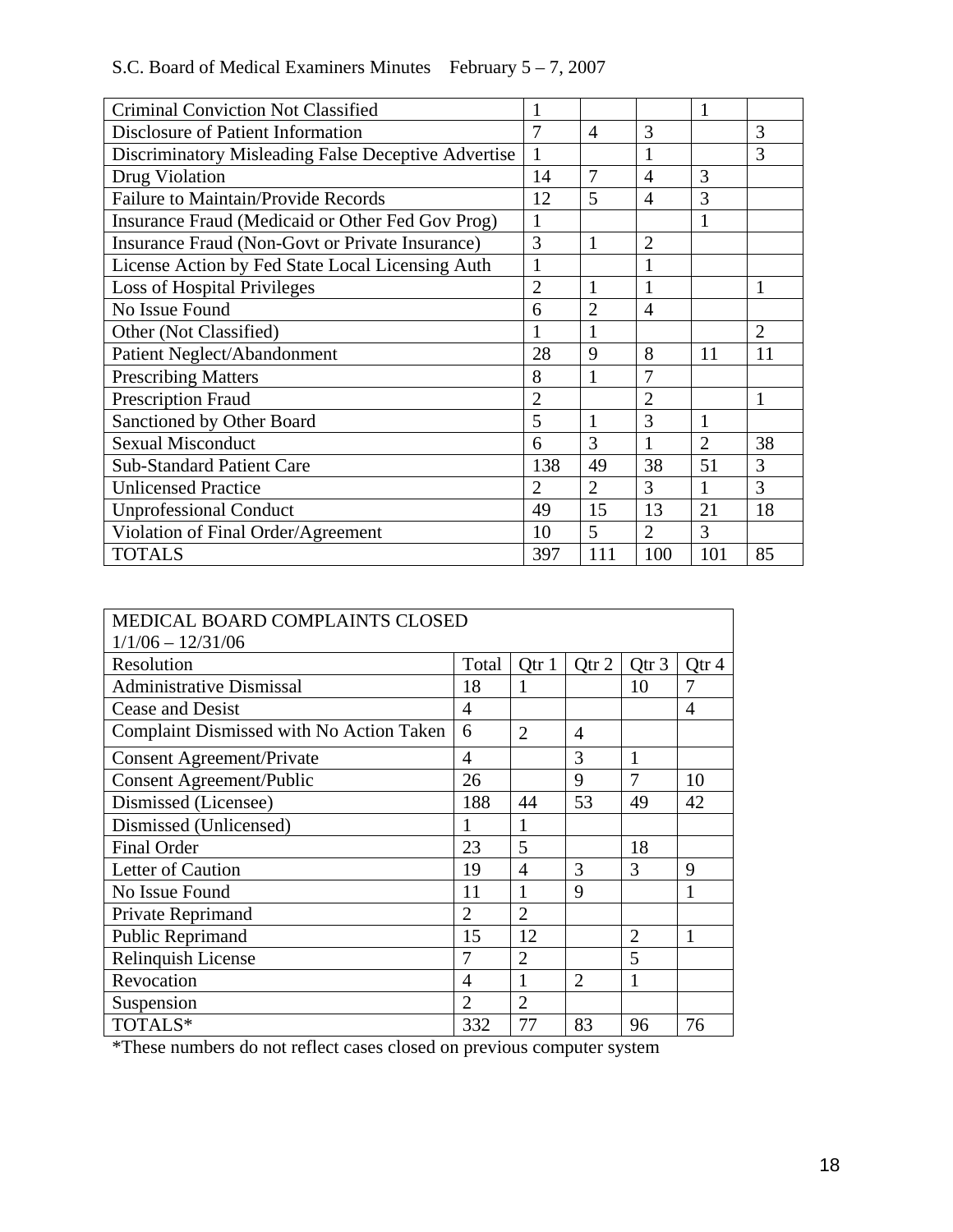| | | | | | |
|---|---|---|---|---|---|
| Criminal Conviction Not Classified | 1 | | | 1 | |
| Disclosure of Patient Information | 7 | 4 | 3 | | 3 |
| Discriminatory Misleading False Deceptive Advertise | 1 | | 1 | | 3 |
| Drug Violation | 14 | 7 | 4 | 3 | |
| Failure to Maintain/Provide Records | 12 | 5 | 4 | 3 | |
| Insurance Fraud (Medicaid or Other Fed Gov Prog) | 1 | | | 1 | |
| Insurance Fraud (Non-Govt or Private Insurance) | 3 | 1 | 2 | | |
| License Action by Fed State Local Licensing Auth | 1 | | 1 | | |
| Loss of Hospital Privileges | 2 | 1 | 1 | | 1 |
| No Issue Found | 6 | 2 | 4 | | |
| Other (Not Classified) | 1 | 1 | | | 2 |
| Patient Neglect/Abandonment | 28 | 9 | 8 | 11 | 11 |
| Prescribing Matters | 8 | 1 | 7 | | |
| Prescription Fraud | 2 | | 2 | | 1 |
| Sanctioned by Other Board | 5 | 1 | 3 | 1 | |
| Sexual Misconduct | 6 | 3 | 1 | 2 | 38 |
| Sub-Standard Patient Care | 138 | 49 | 38 | 51 | 3 |
| Unlicensed Practice | 2 | 2 | 3 | 1 | 3 |
| Unprofessional Conduct | 49 | 15 | 13 | 21 | 18 |
| Violation of Final Order/Agreement | 10 | 5 | 2 | 3 | |
| TOTALS | 397 | 111 | 100 | 101 | 85 |

| MEDICAL BOARD COMPLAINTS CLOSED 1/1/06 – 12/31/06 | | | | | |
|---|---|---|---|---|---|
| Resolution | Total | Qtr 1 | Qtr 2 | Qtr 3 | Qtr 4 |
| Administrative Dismissal | 18 | 1 | | 10 | 7 |
| Cease and Desist | 4 | | | | 4 |
| Complaint Dismissed with No Action Taken | 6 | 2 | 4 | | |
| Consent Agreement/Private | 4 | | 3 | 1 | |
| Consent Agreement/Public | 26 | | 9 | 7 | 10 |
| Dismissed (Licensee) | 188 | 44 | 53 | 49 | 42 |
| Dismissed (Unlicensed) | 1 | 1 | | | |
| Final Order | 23 | 5 | | 18 | |
| Letter of Caution | 19 | 4 | 3 | 3 | 9 |
| No Issue Found | 11 | 1 | 9 | | 1 |
| Private Reprimand | 2 | 2 | | | |
| Public Reprimand | 15 | 12 | | 2 | 1 |
| Relinquish License | 7 | 2 | | 5 | |
| Revocation | 4 | 1 | 2 | 1 | |
| Suspension | 2 | 2 | | | |
| TOTALS* | 332 | 77 | 83 | 96 | 76 |

*These numbers do not reflect cases closed on previous computer system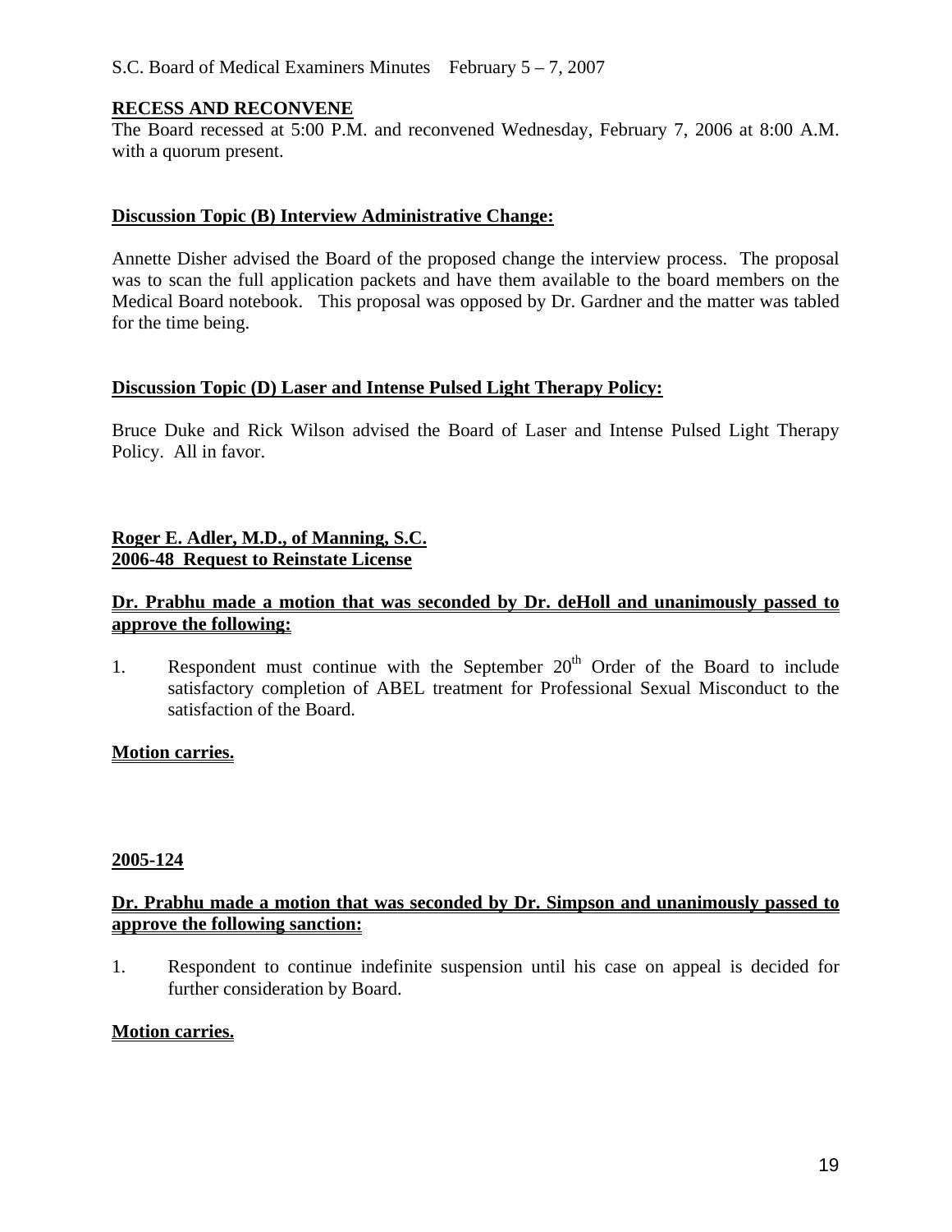**RECESS AND RECONVENE**

The Board recessed at 5:00 P.M. and reconvened Wednesday, February 7, 2006 at 8:00 A.M. with a quorum present.

**Discussion Topic (B) Interview Administrative Change:**

Annette Disher advised the Board of the proposed change the interview process. The proposal was to scan the full application packets and have them available to the board members on the Medical Board notebook. This proposal was opposed by Dr. Gardner and the matter was tabled for the time being.

**Discussion Topic (D) Laser and Intense Pulsed Light Therapy Policy:**

Bruce Duke and Rick Wilson advised the Board of Laser and Intense Pulsed Light Therapy Policy. All in favor.

**Roger E. Adler, M.D., of Manning, S.C.**
**2006-48 Request to Reinstate License**

**Dr. Prabhu made a motion that was seconded by Dr. deHoll and unanimously passed to approve the following:**

1. Respondent must continue with the September 20th Order of the Board to include satisfactory completion of ABEL treatment for Professional Sexual Misconduct to the satisfaction of the Board.

**Motion carries.**

**2005-124**

**Dr. Prabhu made a motion that was seconded by Dr. Simpson and unanimously passed to approve the following sanction:**

1. Respondent to continue indefinite suspension until his case on appeal is decided for further consideration by Board.

**Motion carries.**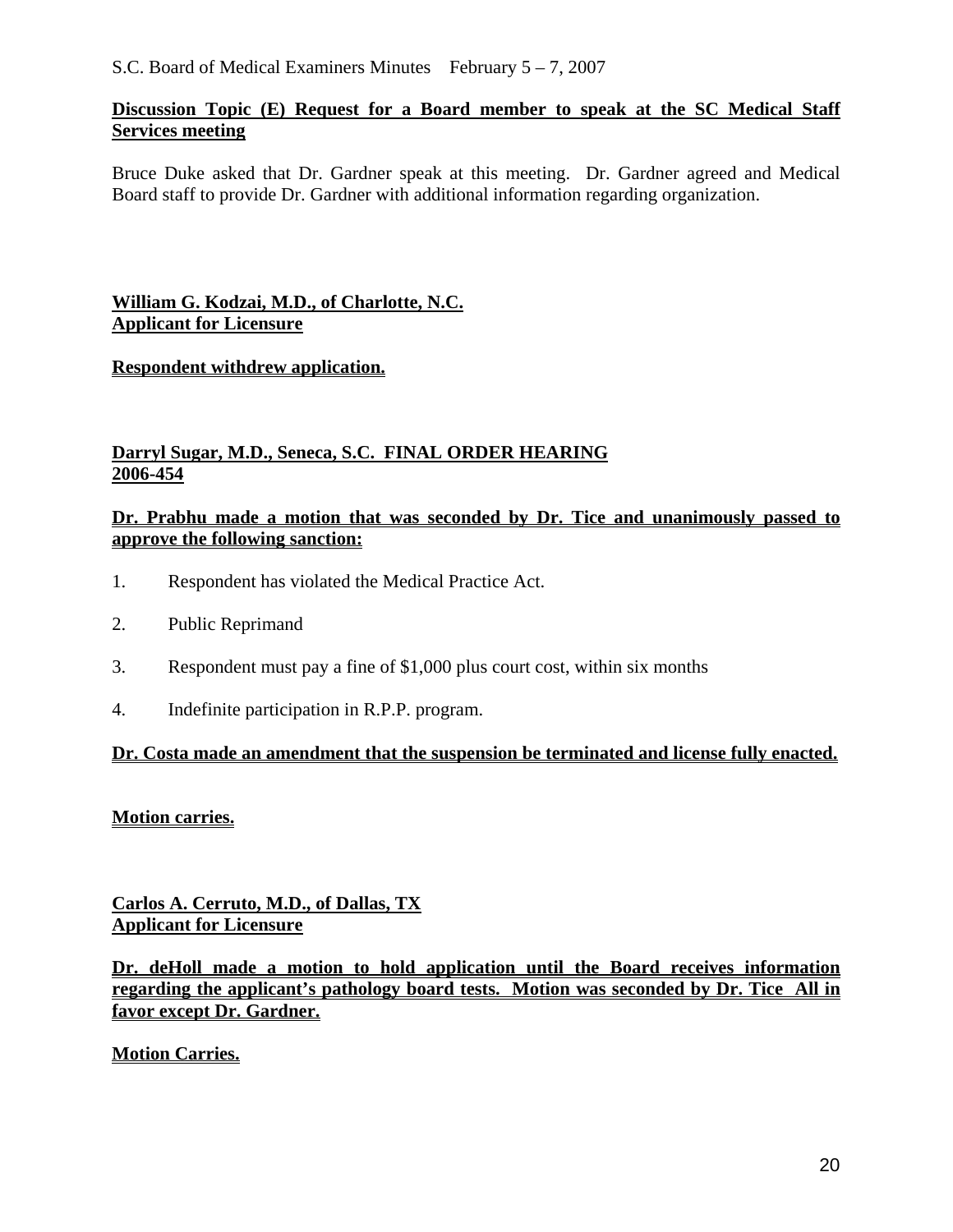**Discussion Topic (E) Request for a Board member to speak at the SC Medical Staff Services meeting**

Bruce Duke asked that Dr. Gardner speak at this meeting. Dr. Gardner agreed and Medical Board staff to provide Dr. Gardner with additional information regarding organization.

**William G. Kodzai, M.D., of Charlotte, N.C.**
**Applicant for Licensure**

**Respondent withdrew application.**

**Darryl Sugar, M.D., Seneca, S.C. FINAL ORDER HEARING**
**2006-454**

**Dr. Prabhu made a motion that was seconded by Dr. Tice and unanimously passed to approve the following sanction:**

1. Respondent has violated the Medical Practice Act.
2. Public Reprimand
3. Respondent must pay a fine of $1,000 plus court cost, within six months
4. Indefinite participation in R.P.P. program.

**Dr. Costa made an amendment that the suspension be terminated and license fully enacted.**

**Motion carries.**

**Carlos A. Cerruto, M.D., of Dallas, TX**
**Applicant for Licensure**

**Dr. deHoll made a motion to hold application until the Board receives information regarding the applicant's pathology board tests. Motion was seconded by Dr. Tice All in favor except Dr. Gardner.**

**Motion Carries.**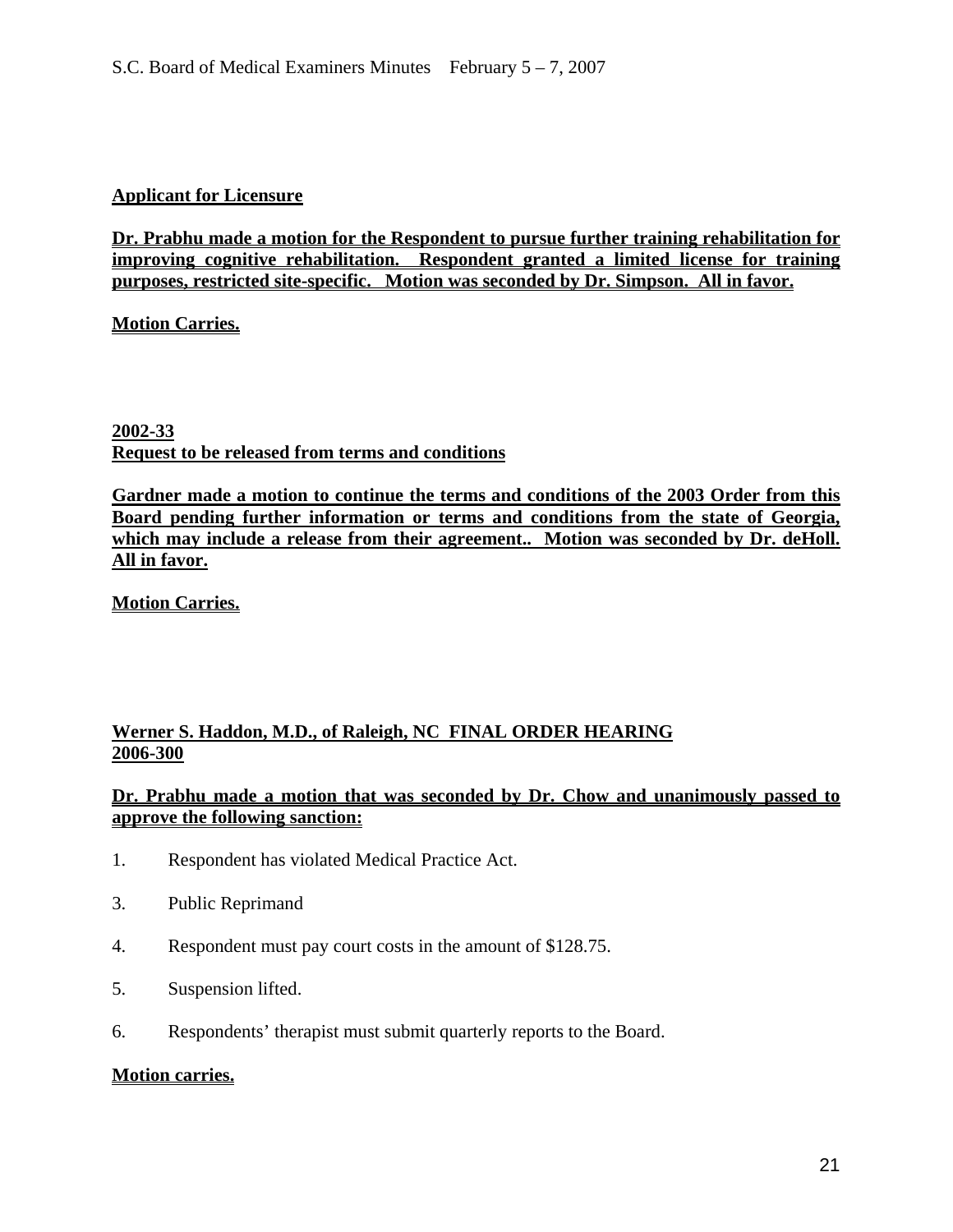**Applicant for Licensure**

**Dr. Prabhu made a motion for the Respondent to pursue further training rehabilitation for improving cognitive rehabilitation. Respondent granted a limited license for training purposes, restricted site-specific. Motion was seconded by Dr. Simpson. All in favor.**

**Motion Carries.**

**2002-33**
**Request to be released from terms and conditions**

**Gardner made a motion to continue the terms and conditions of the 2003 Order from this Board pending further information or terms and conditions from the state of Georgia, which may include a release from their agreement.. Motion was seconded by Dr. deHoll. All in favor.**

**Motion Carries.**

**Werner S. Haddon, M.D., of Raleigh, NC FINAL ORDER HEARING**
**2006-300**

**Dr. Prabhu made a motion that was seconded by Dr. Chow and unanimously passed to approve the following sanction:**

1. Respondent has violated Medical Practice Act.

3. Public Reprimand

4. Respondent must pay court costs in the amount of $128.75.

5. Suspension lifted.

6. Respondents' therapist must submit quarterly reports to the Board.

**Motion carries.**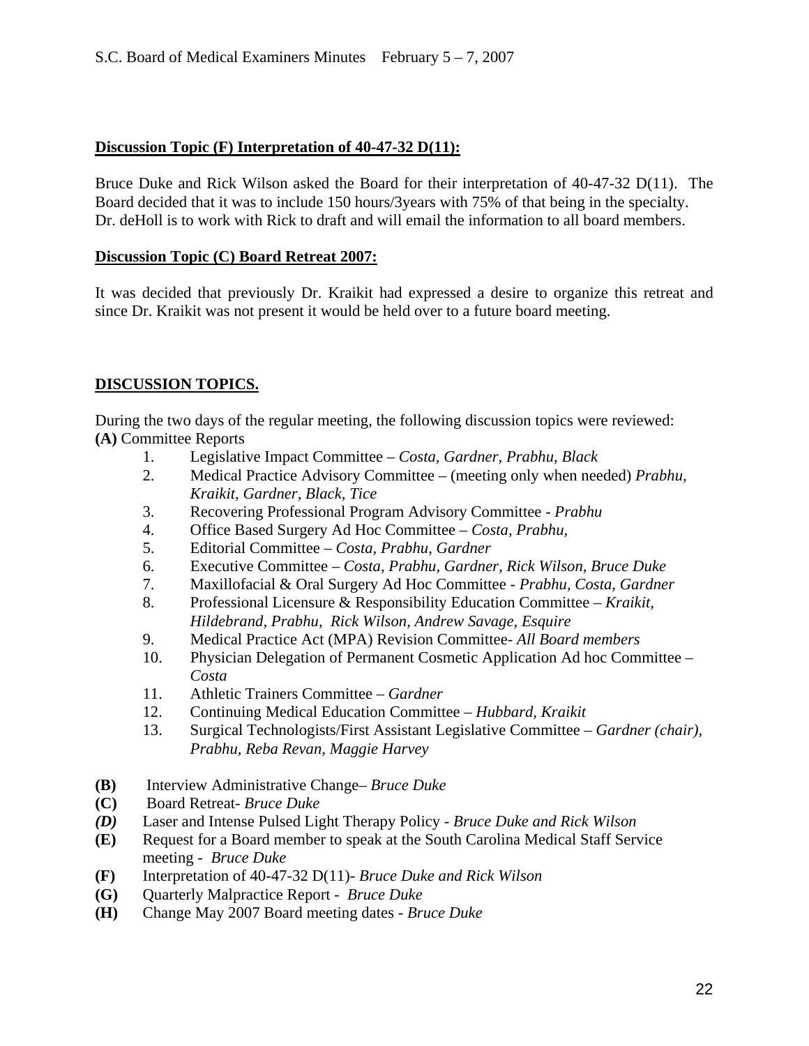**Discussion Topic (F) Interpretation of 40-47-32 D(11):**

Bruce Duke and Rick Wilson asked the Board for their interpretation of 40-47-32 D(11). The Board decided that it was to include 150 hours/3years with 75% of that being in the specialty. Dr. deHoll is to work with Rick to draft and will email the information to all board members.

**Discussion Topic (C) Board Retreat 2007:**

It was decided that previously Dr. Kraikit had expressed a desire to organize this retreat and since Dr. Kraikit was not present it would be held over to a future board meeting.

**DISCUSSION TOPICS.**

During the two days of the regular meeting, the following discussion topics were reviewed:

**(A)** Committee Reports

1. Legislative Impact Committee – *Costa, Gardner, Prabhu, Black*
2. Medical Practice Advisory Committee – (meeting only when needed) *Prabhu, Kraikit, Gardner, Black, Tice*
3. Recovering Professional Program Advisory Committee - *Prabhu*
4. Office Based Surgery Ad Hoc Committee – *Costa, Prabhu,*
5. Editorial Committee – *Costa, Prabhu, Gardner*
6. Executive Committee – *Costa, Prabhu, Gardner, Rick Wilson, Bruce Duke*
7. Maxillofacial & Oral Surgery Ad Hoc Committee - *Prabhu, Costa, Gardner*
8. Professional Licensure & Responsibility Education Committee – *Kraikit, Hildebrand, Prabhu, Rick Wilson, Andrew Savage, Esquire*
9. Medical Practice Act (MPA) Revision Committee- *All Board members*
10. Physician Delegation of Permanent Cosmetic Application Ad hoc Committee – *Costa*
11. Athletic Trainers Committee – *Gardner*
12. Continuing Medical Education Committee – *Hubbard, Kraikit*
13. Surgical Technologists/First Assistant Legislative Committee – *Gardner (chair), Prabhu, Reba Revan, Maggie Harvey*

**(B)** Interview Administrative Change– *Bruce Duke*

**(C)** Board Retreat- *Bruce Duke*

***(D)*** Laser and Intense Pulsed Light Therapy Policy - *Bruce Duke and Rick Wilson*

**(E)** Request for a Board member to speak at the South Carolina Medical Staff Service meeting - *Bruce Duke*

**(F)** Interpretation of 40-47-32 D(11)- *Bruce Duke and Rick Wilson*

**(G)** Quarterly Malpractice Report - *Bruce Duke*

**(H)** Change May 2007 Board meeting dates - *Bruce Duke*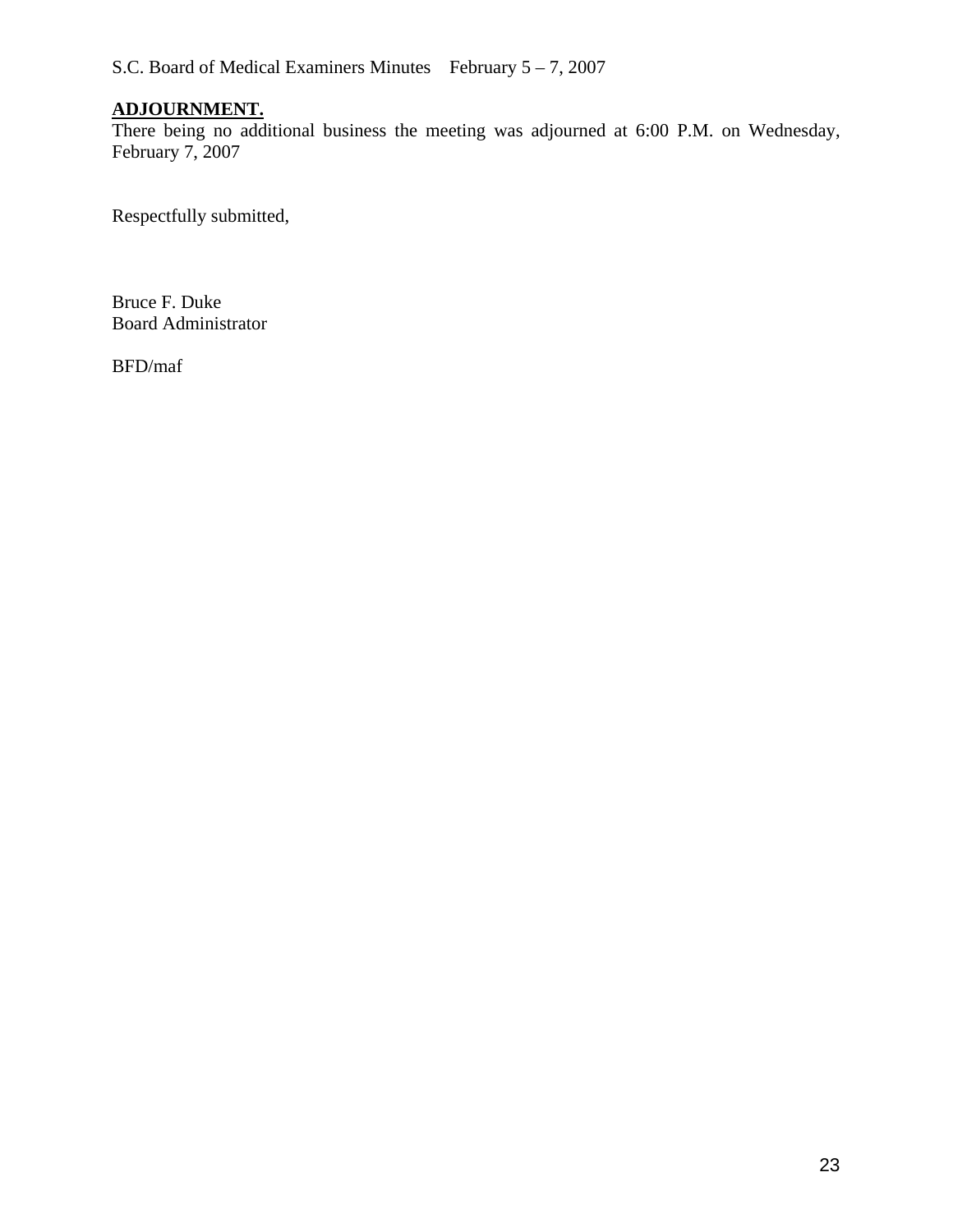**ADJOURNMENT.**

There being no additional business the meeting was adjourned at 6:00 P.M. on Wednesday, February 7, 2007

Respectfully submitted,

Bruce F. Duke
Board Administrator

BFD/maf